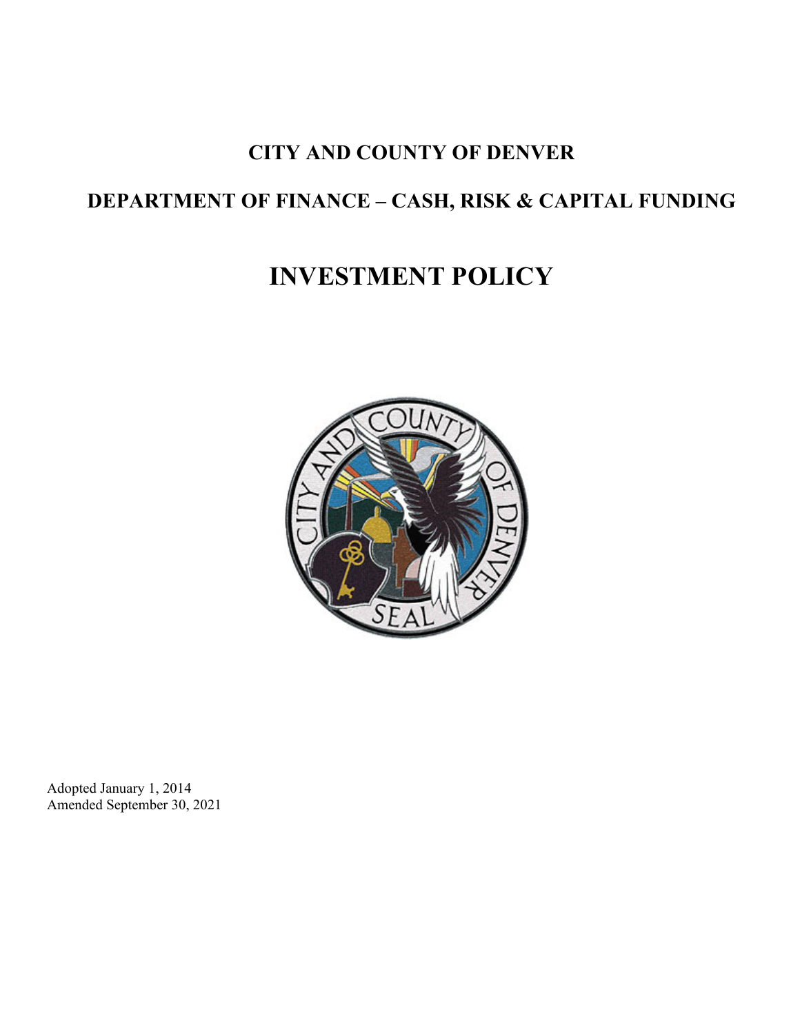# CITY AND COUNTY OF DENVER

## DEPARTMENT OF FINANCE – CASH, RISK & CAPITAL FUNDING

# INVESTMENT POLICY

Adopted January 1, 2014
Amended September 30, 2021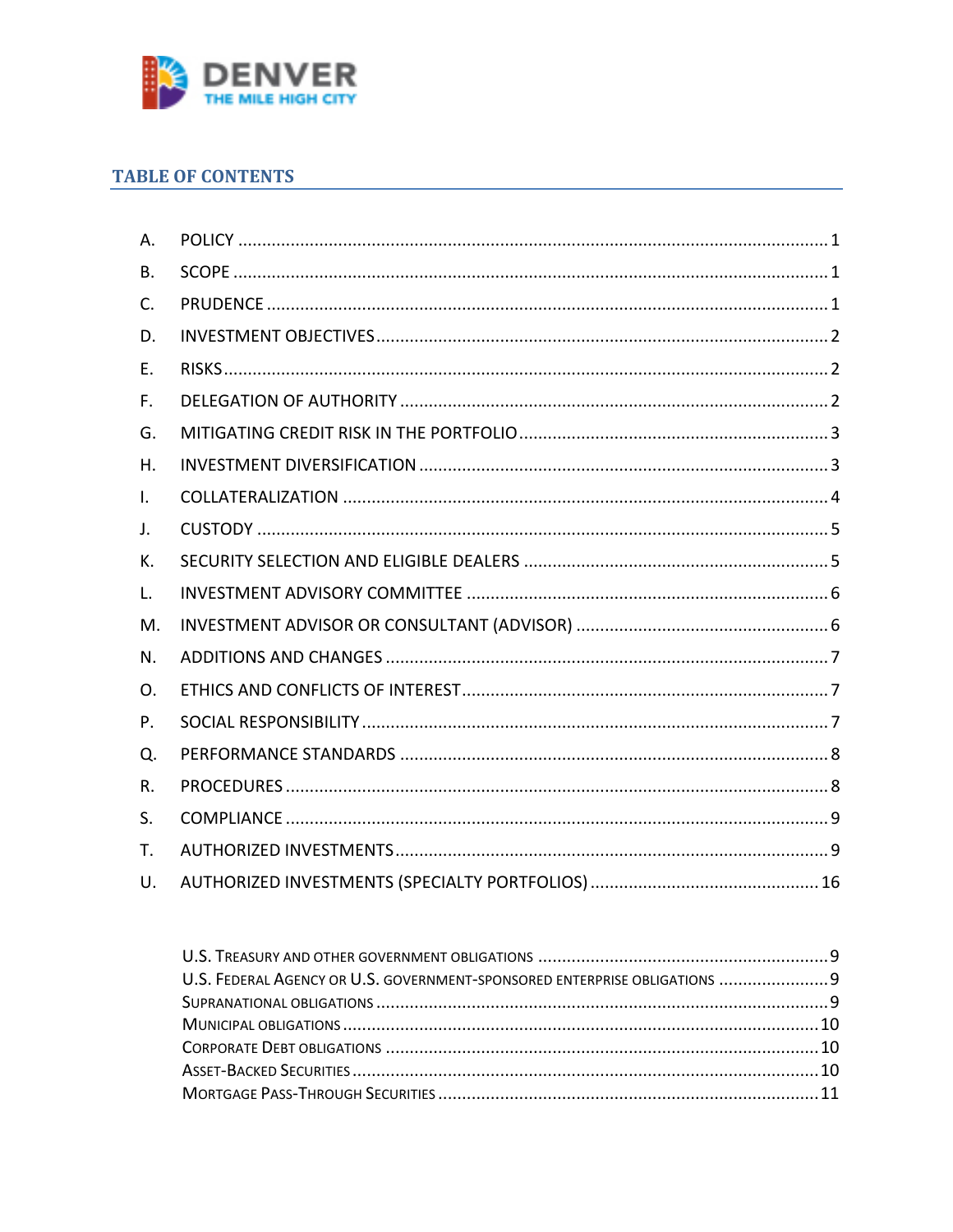## TABLE OF CONTENTS

A. POLICY .......... 1
B. SCOPE .......... 1
C. PRUDENCE .......... 1
D. INVESTMENT OBJECTIVES .......... 2
E. RISKS .......... 2
F. DELEGATION OF AUTHORITY .......... 2
G. MITIGATING CREDIT RISK IN THE PORTFOLIO .......... 3
H. INVESTMENT DIVERSIFICATION .......... 3
I. COLLATERALIZATION .......... 4
J. CUSTODY .......... 5
K. SECURITY SELECTION AND ELIGIBLE DEALERS .......... 5
L. INVESTMENT ADVISORY COMMITTEE .......... 6
M. INVESTMENT ADVISOR OR CONSULTANT (ADVISOR) .......... 6
N. ADDITIONS AND CHANGES .......... 7
O. ETHICS AND CONFLICTS OF INTEREST .......... 7
P. SOCIAL RESPONSIBILITY .......... 7
Q. PERFORMANCE STANDARDS .......... 8
R. PROCEDURES .......... 8
S. COMPLIANCE .......... 9
T. AUTHORIZED INVESTMENTS .......... 9
U. AUTHORIZED INVESTMENTS (SPECIALTY PORTFOLIOS) .......... 16

U.S. Treasury and other government obligations .......... 9
U.S. Federal Agency or U.S. government-sponsored enterprise obligations .......... 9
Supranational obligations .......... 9
Municipal obligations .......... 10
Corporate Debt obligations .......... 10
Asset-Backed Securities .......... 10
Mortgage Pass-Through Securities .......... 11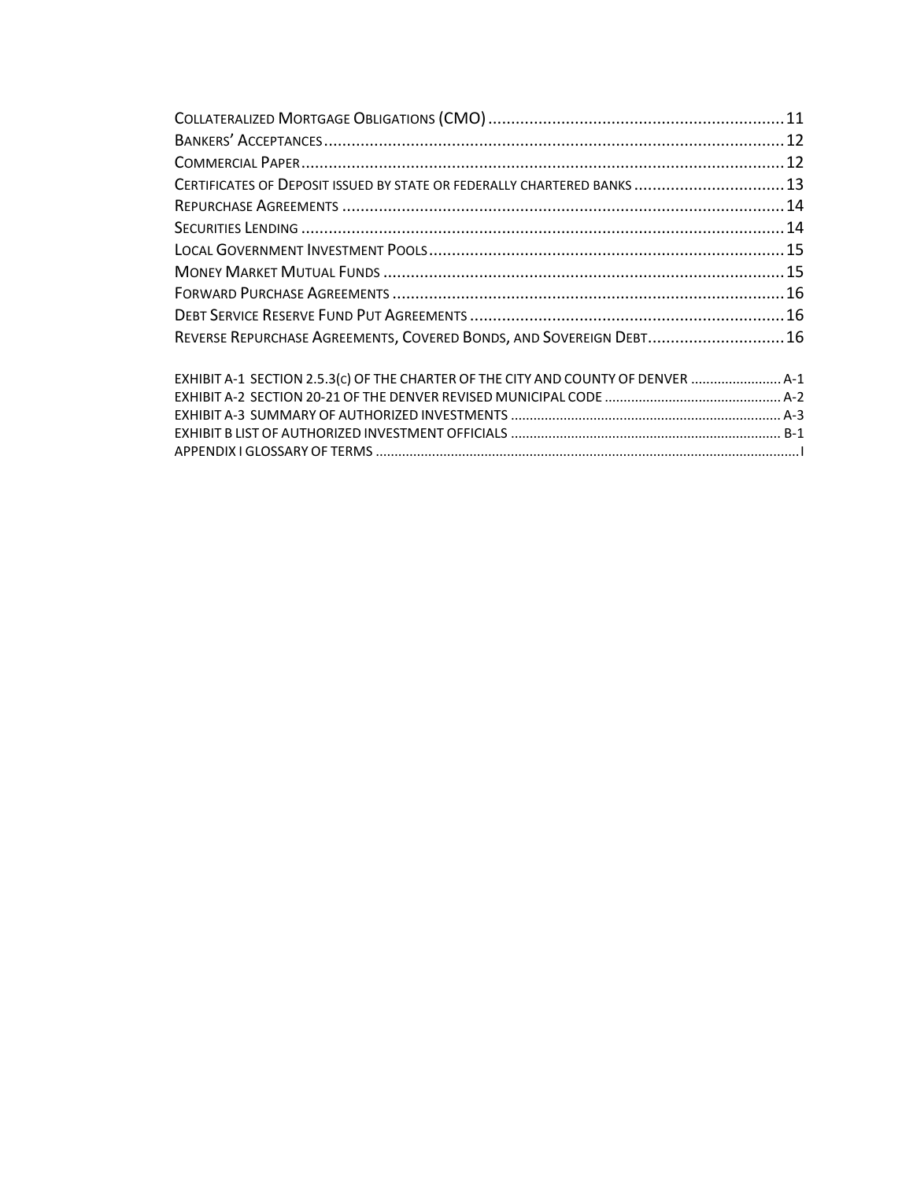Collateralized Mortgage Obligations (CMO) ........................................................... 11
Bankers' Acceptances ........................................................................................... 12
Commercial Paper .................................................................................................. 12
Certificates of Deposit issued by state or federally chartered banks .................................. 13
Repurchase Agreements ........................................................................................ 14
Securities Lending .................................................................................................. 14
Local Government Investment Pools ...................................................................... 15
Money Market Mutual Funds ................................................................................. 15
Forward Purchase Agreements ............................................................................... 16
Debt Service Reserve Fund Put Agreements ........................................................... 16
Reverse Repurchase Agreements, Covered Bonds, and Sovereign Debt ........................ 16

EXHIBIT A-1 SECTION 2.5.3(c) OF THE CHARTER OF THE CITY AND COUNTY OF DENVER ........................ A-1
EXHIBIT A-2 SECTION 20-21 OF THE DENVER REVISED MUNICIPAL CODE .............................................. A-2
EXHIBIT A-3 SUMMARY OF AUTHORIZED INVESTMENTS ....................................................................... A-3
EXHIBIT B LIST OF AUTHORIZED INVESTMENT OFFICIALS ....................................................................... B-1
APPENDIX I GLOSSARY OF TERMS ................................................................................................................ I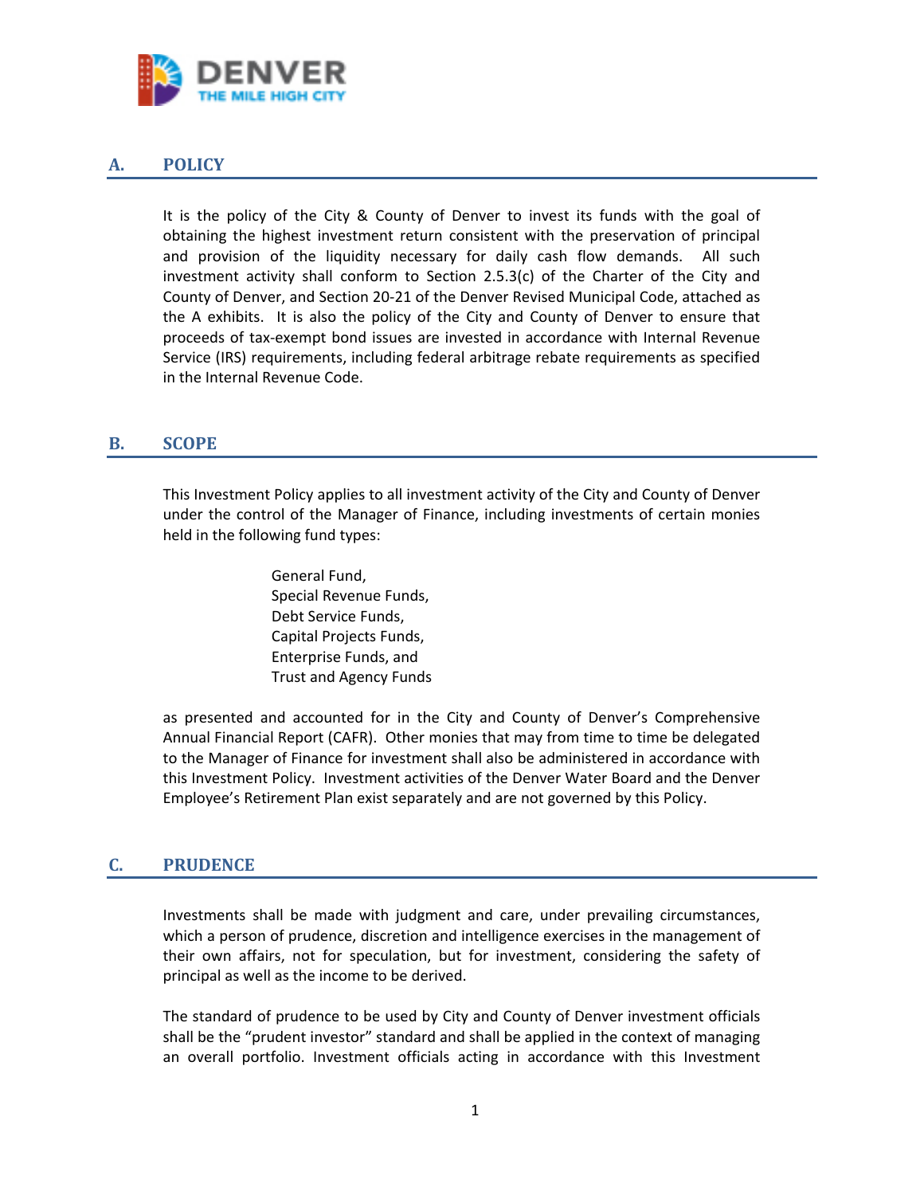## A. POLICY

It is the policy of the City & County of Denver to invest its funds with the goal of obtaining the highest investment return consistent with the preservation of principal and provision of the liquidity necessary for daily cash flow demands. All such investment activity shall conform to Section 2.5.3(c) of the Charter of the City and County of Denver, and Section 20-21 of the Denver Revised Municipal Code, attached as the A exhibits. It is also the policy of the City and County of Denver to ensure that proceeds of tax-exempt bond issues are invested in accordance with Internal Revenue Service (IRS) requirements, including federal arbitrage rebate requirements as specified in the Internal Revenue Code.

## B. SCOPE

This Investment Policy applies to all investment activity of the City and County of Denver under the control of the Manager of Finance, including investments of certain monies held in the following fund types:

General Fund,
Special Revenue Funds,
Debt Service Funds,
Capital Projects Funds,
Enterprise Funds, and
Trust and Agency Funds

as presented and accounted for in the City and County of Denver's Comprehensive Annual Financial Report (CAFR). Other monies that may from time to time be delegated to the Manager of Finance for investment shall also be administered in accordance with this Investment Policy. Investment activities of the Denver Water Board and the Denver Employee's Retirement Plan exist separately and are not governed by this Policy.

## C. PRUDENCE

Investments shall be made with judgment and care, under prevailing circumstances, which a person of prudence, discretion and intelligence exercises in the management of their own affairs, not for speculation, but for investment, considering the safety of principal as well as the income to be derived.

The standard of prudence to be used by City and County of Denver investment officials shall be the "prudent investor" standard and shall be applied in the context of managing an overall portfolio. Investment officials acting in accordance with this Investment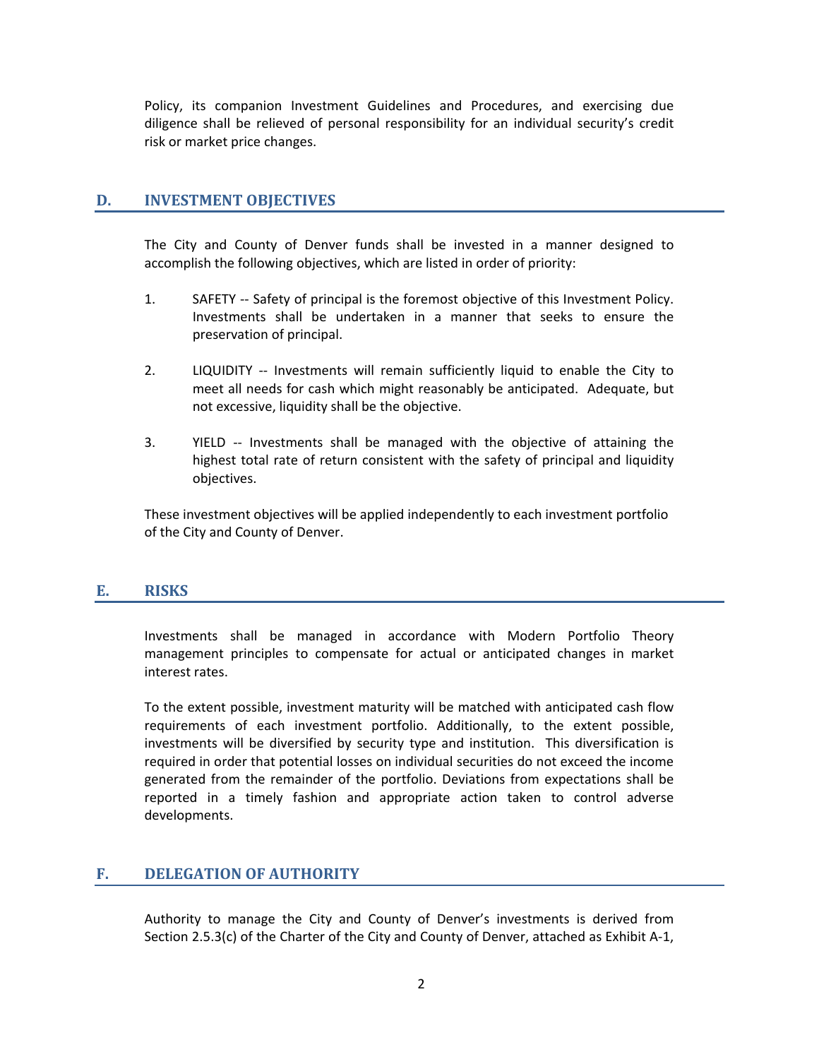Policy, its companion Investment Guidelines and Procedures, and exercising due diligence shall be relieved of personal responsibility for an individual security's credit risk or market price changes.

## D. INVESTMENT OBJECTIVES

The City and County of Denver funds shall be invested in a manner designed to accomplish the following objectives, which are listed in order of priority:

1. SAFETY -- Safety of principal is the foremost objective of this Investment Policy. Investments shall be undertaken in a manner that seeks to ensure the preservation of principal.

2. LIQUIDITY -- Investments will remain sufficiently liquid to enable the City to meet all needs for cash which might reasonably be anticipated. Adequate, but not excessive, liquidity shall be the objective.

3. YIELD -- Investments shall be managed with the objective of attaining the highest total rate of return consistent with the safety of principal and liquidity objectives.

These investment objectives will be applied independently to each investment portfolio of the City and County of Denver.

## E. RISKS

Investments shall be managed in accordance with Modern Portfolio Theory management principles to compensate for actual or anticipated changes in market interest rates.

To the extent possible, investment maturity will be matched with anticipated cash flow requirements of each investment portfolio. Additionally, to the extent possible, investments will be diversified by security type and institution. This diversification is required in order that potential losses on individual securities do not exceed the income generated from the remainder of the portfolio. Deviations from expectations shall be reported in a timely fashion and appropriate action taken to control adverse developments.

## F. DELEGATION OF AUTHORITY

Authority to manage the City and County of Denver's investments is derived from Section 2.5.3(c) of the Charter of the City and County of Denver, attached as Exhibit A-1,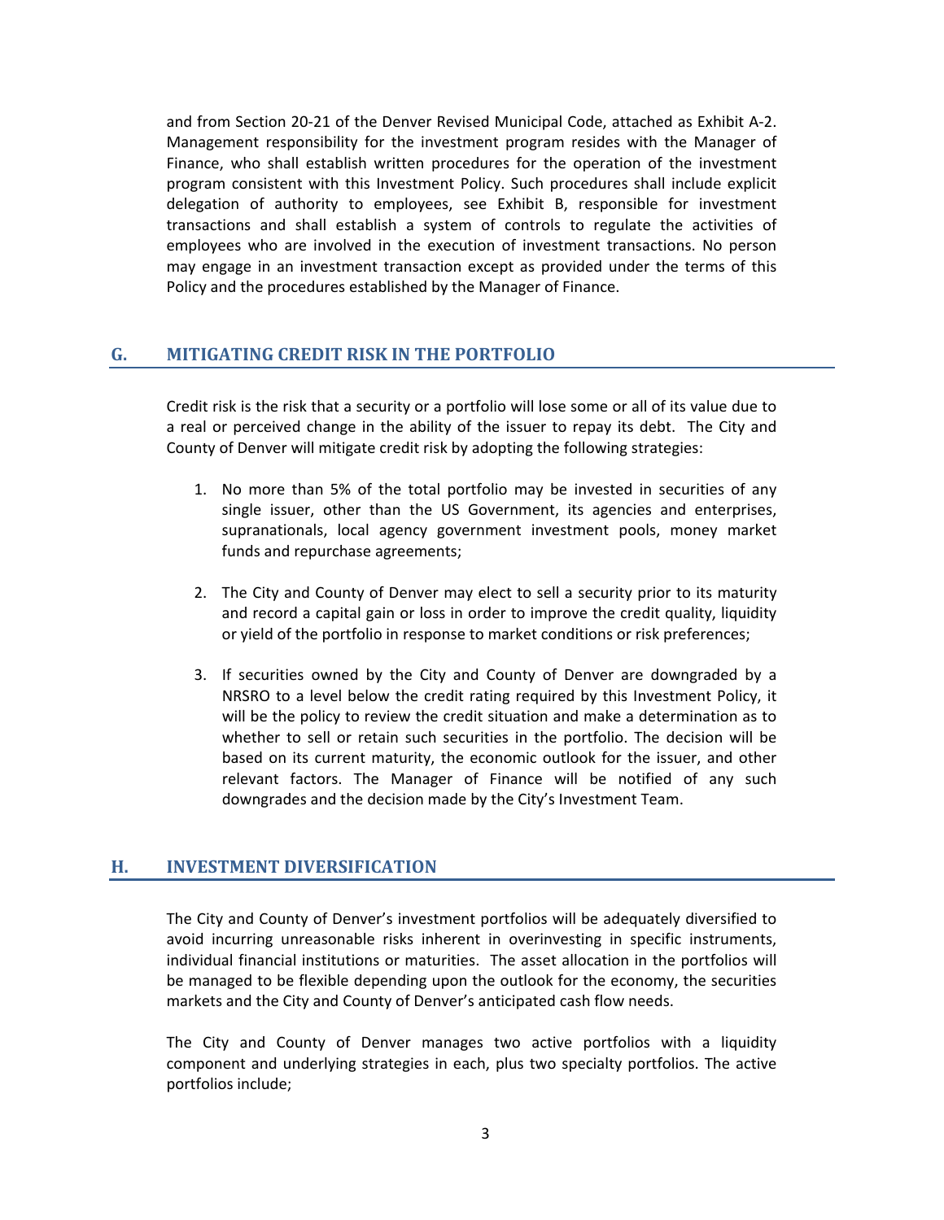and from Section 20-21 of the Denver Revised Municipal Code, attached as Exhibit A-2. Management responsibility for the investment program resides with the Manager of Finance, who shall establish written procedures for the operation of the investment program consistent with this Investment Policy. Such procedures shall include explicit delegation of authority to employees, see Exhibit B, responsible for investment transactions and shall establish a system of controls to regulate the activities of employees who are involved in the execution of investment transactions. No person may engage in an investment transaction except as provided under the terms of this Policy and the procedures established by the Manager of Finance.

## G. MITIGATING CREDIT RISK IN THE PORTFOLIO

Credit risk is the risk that a security or a portfolio will lose some or all of its value due to a real or perceived change in the ability of the issuer to repay its debt. The City and County of Denver will mitigate credit risk by adopting the following strategies:

1. No more than 5% of the total portfolio may be invested in securities of any single issuer, other than the US Government, its agencies and enterprises, supranationals, local agency government investment pools, money market funds and repurchase agreements;

2. The City and County of Denver may elect to sell a security prior to its maturity and record a capital gain or loss in order to improve the credit quality, liquidity or yield of the portfolio in response to market conditions or risk preferences;

3. If securities owned by the City and County of Denver are downgraded by a NRSRO to a level below the credit rating required by this Investment Policy, it will be the policy to review the credit situation and make a determination as to whether to sell or retain such securities in the portfolio. The decision will be based on its current maturity, the economic outlook for the issuer, and other relevant factors. The Manager of Finance will be notified of any such downgrades and the decision made by the City's Investment Team.

## H. INVESTMENT DIVERSIFICATION

The City and County of Denver's investment portfolios will be adequately diversified to avoid incurring unreasonable risks inherent in overinvesting in specific instruments, individual financial institutions or maturities. The asset allocation in the portfolios will be managed to be flexible depending upon the outlook for the economy, the securities markets and the City and County of Denver's anticipated cash flow needs.

The City and County of Denver manages two active portfolios with a liquidity component and underlying strategies in each, plus two specialty portfolios. The active portfolios include;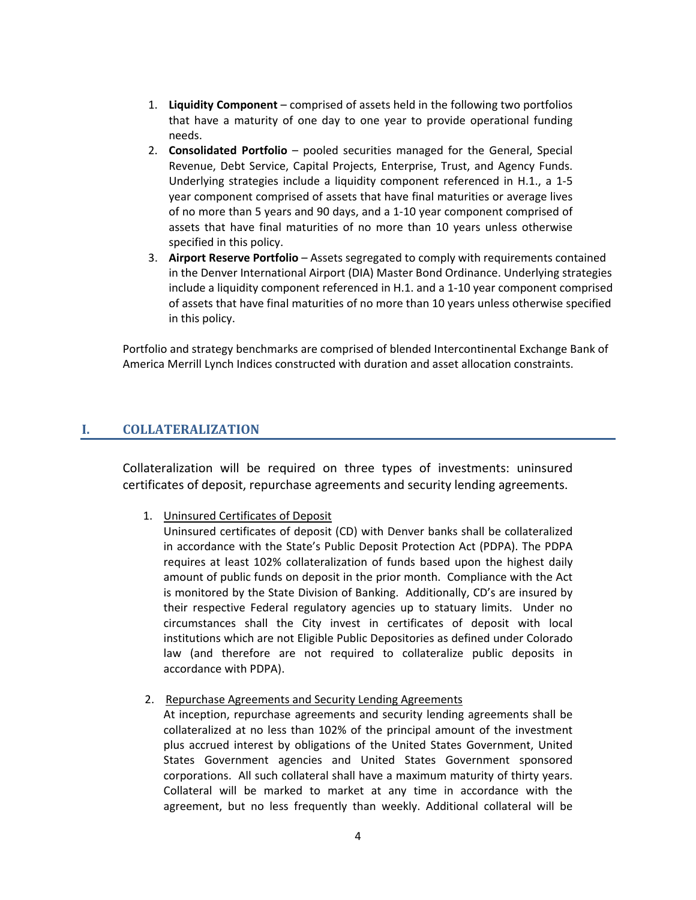1. **Liquidity Component** – comprised of assets held in the following two portfolios that have a maturity of one day to one year to provide operational funding needs.
2. **Consolidated Portfolio** – pooled securities managed for the General, Special Revenue, Debt Service, Capital Projects, Enterprise, Trust, and Agency Funds. Underlying strategies include a liquidity component referenced in H.1., a 1-5 year component comprised of assets that have final maturities or average lives of no more than 5 years and 90 days, and a 1-10 year component comprised of assets that have final maturities of no more than 10 years unless otherwise specified in this policy.
3. **Airport Reserve Portfolio** – Assets segregated to comply with requirements contained in the Denver International Airport (DIA) Master Bond Ordinance. Underlying strategies include a liquidity component referenced in H.1. and a 1-10 year component comprised of assets that have final maturities of no more than 10 years unless otherwise specified in this policy.

Portfolio and strategy benchmarks are comprised of blended Intercontinental Exchange Bank of America Merrill Lynch Indices constructed with duration and asset allocation constraints.

## I. COLLATERALIZATION

Collateralization will be required on three types of investments: uninsured certificates of deposit, repurchase agreements and security lending agreements.

1. Uninsured Certificates of Deposit
   Uninsured certificates of deposit (CD) with Denver banks shall be collateralized in accordance with the State's Public Deposit Protection Act (PDPA). The PDPA requires at least 102% collateralization of funds based upon the highest daily amount of public funds on deposit in the prior month. Compliance with the Act is monitored by the State Division of Banking. Additionally, CD's are insured by their respective Federal regulatory agencies up to statuary limits. Under no circumstances shall the City invest in certificates of deposit with local institutions which are not Eligible Public Depositories as defined under Colorado law (and therefore are not required to collateralize public deposits in accordance with PDPA).

2. Repurchase Agreements and Security Lending Agreements
   At inception, repurchase agreements and security lending agreements shall be collateralized at no less than 102% of the principal amount of the investment plus accrued interest by obligations of the United States Government, United States Government agencies and United States Government sponsored corporations. All such collateral shall have a maximum maturity of thirty years. Collateral will be marked to market at any time in accordance with the agreement, but no less frequently than weekly. Additional collateral will be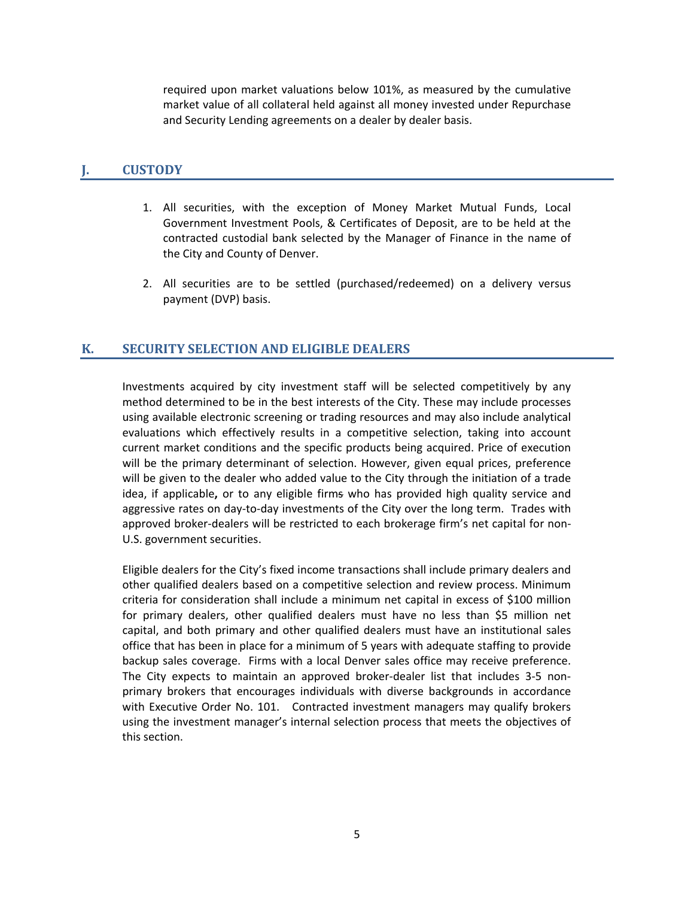required upon market valuations below 101%, as measured by the cumulative market value of all collateral held against all money invested under Repurchase and Security Lending agreements on a dealer by dealer basis.

## J. CUSTODY

1. All securities, with the exception of Money Market Mutual Funds, Local Government Investment Pools, & Certificates of Deposit, are to be held at the contracted custodial bank selected by the Manager of Finance in the name of the City and County of Denver.

2. All securities are to be settled (purchased/redeemed) on a delivery versus payment (DVP) basis.

## K. SECURITY SELECTION AND ELIGIBLE DEALERS

Investments acquired by city investment staff will be selected competitively by any method determined to be in the best interests of the City. These may include processes using available electronic screening or trading resources and may also include analytical evaluations which effectively results in a competitive selection, taking into account current market conditions and the specific products being acquired. Price of execution will be the primary determinant of selection. However, given equal prices, preference will be given to the dealer who added value to the City through the initiation of a trade idea, if applicable**,** or to any eligible firm~~s~~ who has provided high quality service and aggressive rates on day-to-day investments of the City over the long term. Trades with approved broker-dealers will be restricted to each brokerage firm's net capital for non-U.S. government securities.

Eligible dealers for the City's fixed income transactions shall include primary dealers and other qualified dealers based on a competitive selection and review process. Minimum criteria for consideration shall include a minimum net capital in excess of $100 million for primary dealers, other qualified dealers must have no less than $5 million net capital, and both primary and other qualified dealers must have an institutional sales office that has been in place for a minimum of 5 years with adequate staffing to provide backup sales coverage. Firms with a local Denver sales office may receive preference. The City expects to maintain an approved broker-dealer list that includes 3-5 non-primary brokers that encourages individuals with diverse backgrounds in accordance with Executive Order No. 101. Contracted investment managers may qualify brokers using the investment manager's internal selection process that meets the objectives of this section.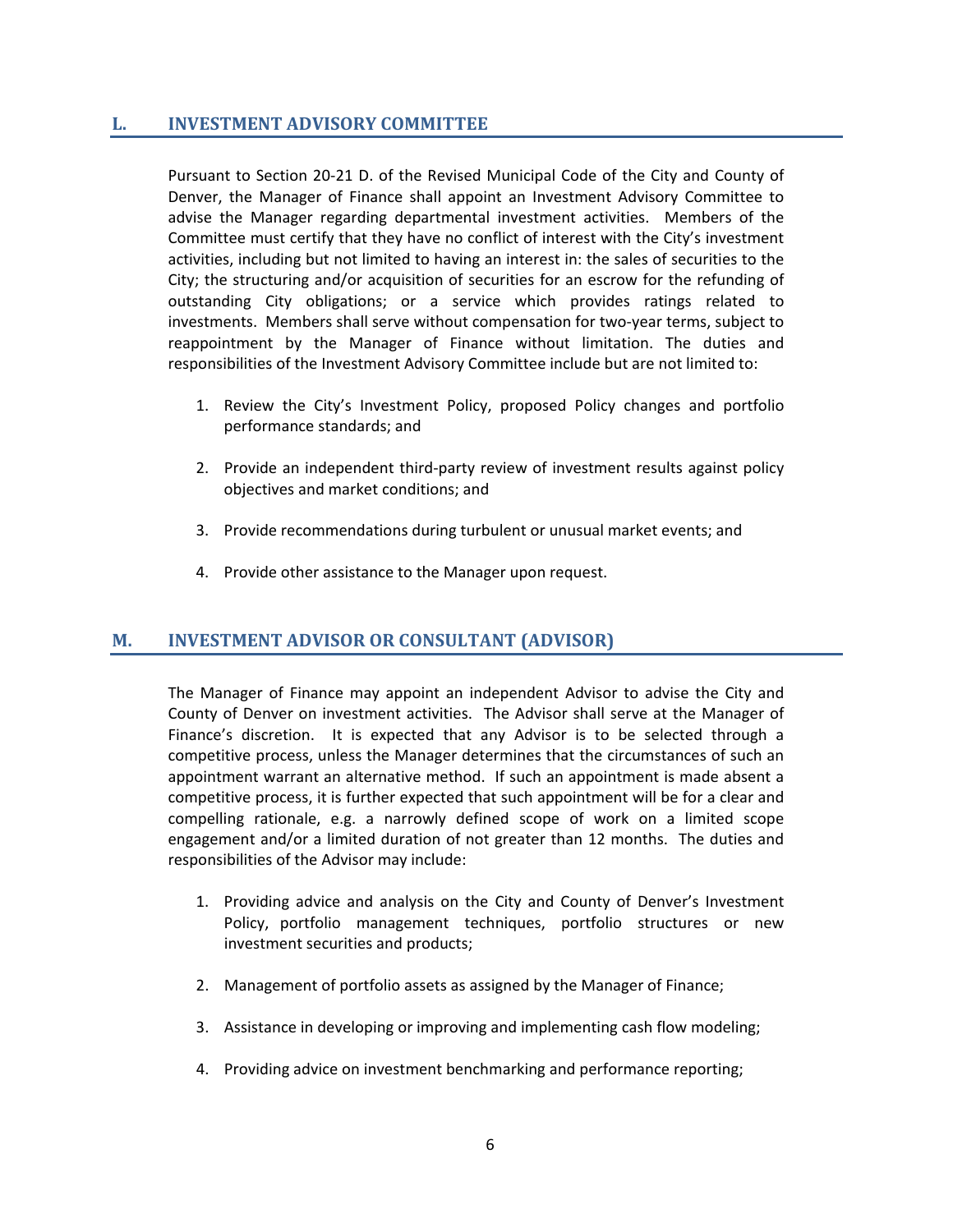## L. INVESTMENT ADVISORY COMMITTEE

Pursuant to Section 20-21 D. of the Revised Municipal Code of the City and County of Denver, the Manager of Finance shall appoint an Investment Advisory Committee to advise the Manager regarding departmental investment activities. Members of the Committee must certify that they have no conflict of interest with the City's investment activities, including but not limited to having an interest in: the sales of securities to the City; the structuring and/or acquisition of securities for an escrow for the refunding of outstanding City obligations; or a service which provides ratings related to investments. Members shall serve without compensation for two-year terms, subject to reappointment by the Manager of Finance without limitation. The duties and responsibilities of the Investment Advisory Committee include but are not limited to:

1. Review the City's Investment Policy, proposed Policy changes and portfolio performance standards; and
2. Provide an independent third-party review of investment results against policy objectives and market conditions; and
3. Provide recommendations during turbulent or unusual market events; and
4. Provide other assistance to the Manager upon request.

## M. INVESTMENT ADVISOR OR CONSULTANT (ADVISOR)

The Manager of Finance may appoint an independent Advisor to advise the City and County of Denver on investment activities. The Advisor shall serve at the Manager of Finance's discretion. It is expected that any Advisor is to be selected through a competitive process, unless the Manager determines that the circumstances of such an appointment warrant an alternative method. If such an appointment is made absent a competitive process, it is further expected that such appointment will be for a clear and compelling rationale, e.g. a narrowly defined scope of work on a limited scope engagement and/or a limited duration of not greater than 12 months. The duties and responsibilities of the Advisor may include:

1. Providing advice and analysis on the City and County of Denver's Investment Policy, portfolio management techniques, portfolio structures or new investment securities and products;
2. Management of portfolio assets as assigned by the Manager of Finance;
3. Assistance in developing or improving and implementing cash flow modeling;
4. Providing advice on investment benchmarking and performance reporting;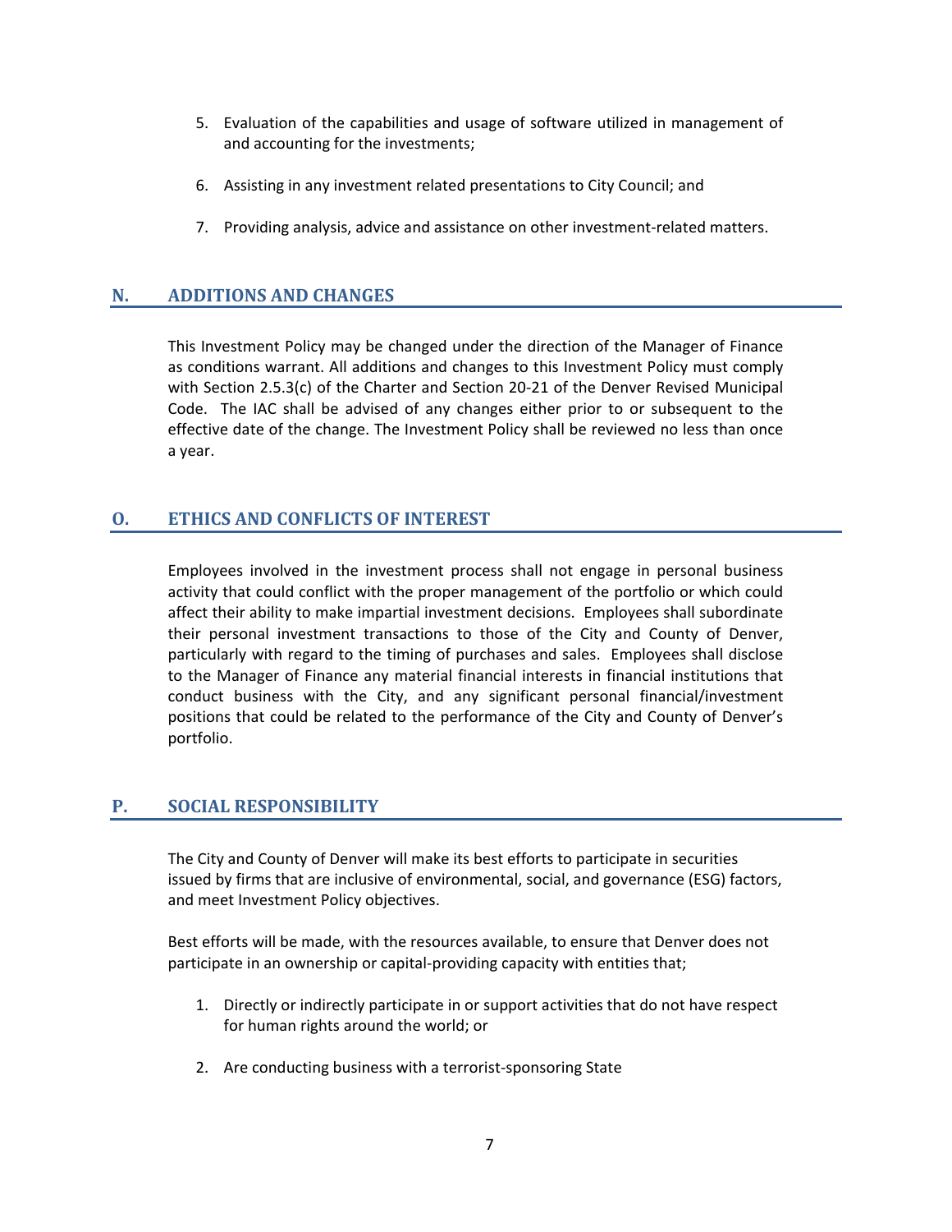5. Evaluation of the capabilities and usage of software utilized in management of and accounting for the investments;

6. Assisting in any investment related presentations to City Council; and

7. Providing analysis, advice and assistance on other investment-related matters.

## N. ADDITIONS AND CHANGES

This Investment Policy may be changed under the direction of the Manager of Finance as conditions warrant. All additions and changes to this Investment Policy must comply with Section 2.5.3(c) of the Charter and Section 20-21 of the Denver Revised Municipal Code. The IAC shall be advised of any changes either prior to or subsequent to the effective date of the change. The Investment Policy shall be reviewed no less than once a year.

## O. ETHICS AND CONFLICTS OF INTEREST

Employees involved in the investment process shall not engage in personal business activity that could conflict with the proper management of the portfolio or which could affect their ability to make impartial investment decisions. Employees shall subordinate their personal investment transactions to those of the City and County of Denver, particularly with regard to the timing of purchases and sales. Employees shall disclose to the Manager of Finance any material financial interests in financial institutions that conduct business with the City, and any significant personal financial/investment positions that could be related to the performance of the City and County of Denver's portfolio.

## P. SOCIAL RESPONSIBILITY

The City and County of Denver will make its best efforts to participate in securities issued by firms that are inclusive of environmental, social, and governance (ESG) factors, and meet Investment Policy objectives.

Best efforts will be made, with the resources available, to ensure that Denver does not participate in an ownership or capital-providing capacity with entities that;

1. Directly or indirectly participate in or support activities that do not have respect for human rights around the world; or

2. Are conducting business with a terrorist-sponsoring State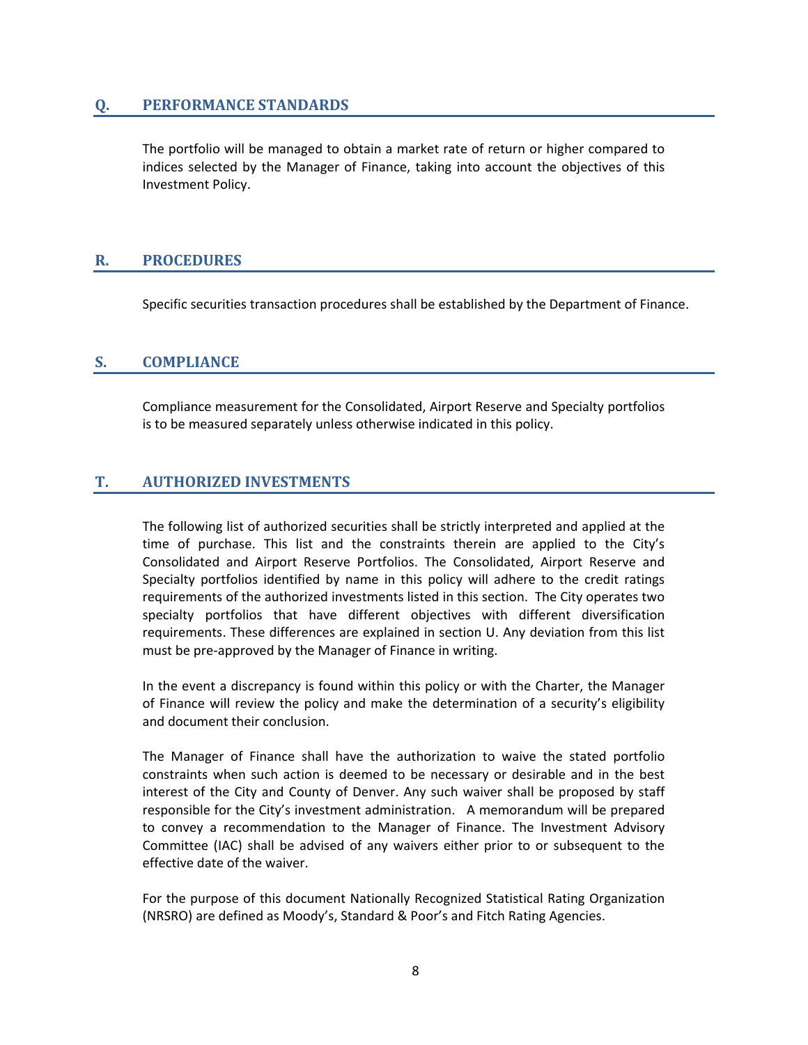## Q. PERFORMANCE STANDARDS

The portfolio will be managed to obtain a market rate of return or higher compared to indices selected by the Manager of Finance, taking into account the objectives of this Investment Policy.

## R. PROCEDURES

Specific securities transaction procedures shall be established by the Department of Finance.

## S. COMPLIANCE

Compliance measurement for the Consolidated, Airport Reserve and Specialty portfolios is to be measured separately unless otherwise indicated in this policy.

## T. AUTHORIZED INVESTMENTS

The following list of authorized securities shall be strictly interpreted and applied at the time of purchase. This list and the constraints therein are applied to the City's Consolidated and Airport Reserve Portfolios. The Consolidated, Airport Reserve and Specialty portfolios identified by name in this policy will adhere to the credit ratings requirements of the authorized investments listed in this section. The City operates two specialty portfolios that have different objectives with different diversification requirements. These differences are explained in section U. Any deviation from this list must be pre-approved by the Manager of Finance in writing.

In the event a discrepancy is found within this policy or with the Charter, the Manager of Finance will review the policy and make the determination of a security's eligibility and document their conclusion.

The Manager of Finance shall have the authorization to waive the stated portfolio constraints when such action is deemed to be necessary or desirable and in the best interest of the City and County of Denver. Any such waiver shall be proposed by staff responsible for the City's investment administration. A memorandum will be prepared to convey a recommendation to the Manager of Finance. The Investment Advisory Committee (IAC) shall be advised of any waivers either prior to or subsequent to the effective date of the waiver.

For the purpose of this document Nationally Recognized Statistical Rating Organization (NRSRO) are defined as Moody's, Standard & Poor's and Fitch Rating Agencies.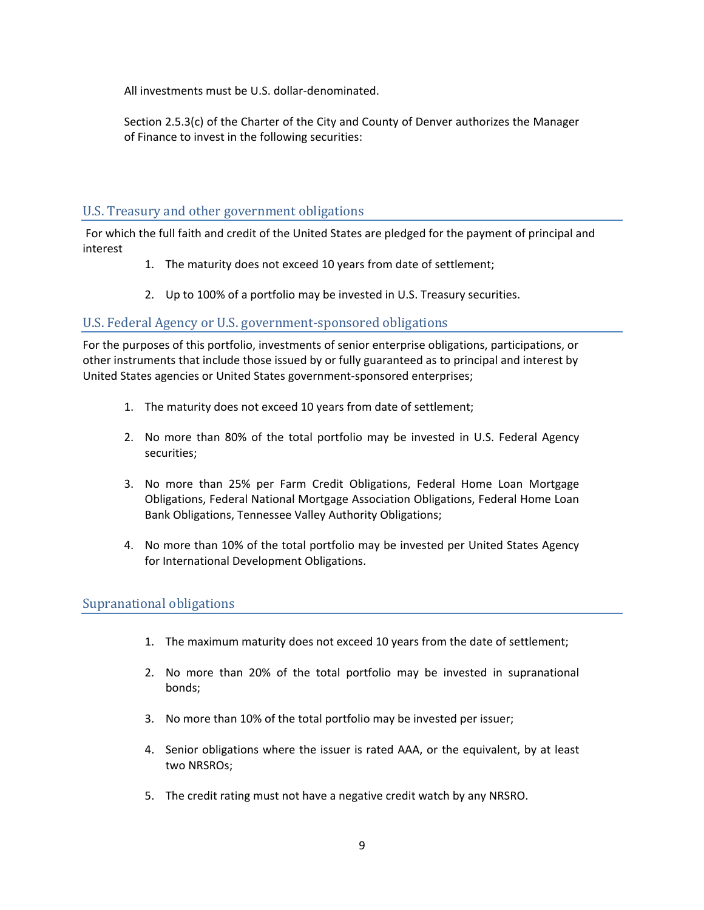All investments must be U.S. dollar-denominated.

Section 2.5.3(c) of the Charter of the City and County of Denver authorizes the Manager of Finance to invest in the following securities:

## U.S. Treasury and other government obligations

For which the full faith and credit of the United States are pledged for the payment of principal and interest

1. The maturity does not exceed 10 years from date of settlement;
2. Up to 100% of a portfolio may be invested in U.S. Treasury securities.

## U.S. Federal Agency or U.S. government-sponsored obligations

For the purposes of this portfolio, investments of senior enterprise obligations, participations, or other instruments that include those issued by or fully guaranteed as to principal and interest by United States agencies or United States government-sponsored enterprises;

1. The maturity does not exceed 10 years from date of settlement;
2. No more than 80% of the total portfolio may be invested in U.S. Federal Agency securities;
3. No more than 25% per Farm Credit Obligations, Federal Home Loan Mortgage Obligations, Federal National Mortgage Association Obligations, Federal Home Loan Bank Obligations, Tennessee Valley Authority Obligations;
4. No more than 10% of the total portfolio may be invested per United States Agency for International Development Obligations.

## Supranational obligations

1. The maximum maturity does not exceed 10 years from the date of settlement;
2. No more than 20% of the total portfolio may be invested in supranational bonds;
3. No more than 10% of the total portfolio may be invested per issuer;
4. Senior obligations where the issuer is rated AAA, or the equivalent, by at least two NRSROs;
5. The credit rating must not have a negative credit watch by any NRSRO.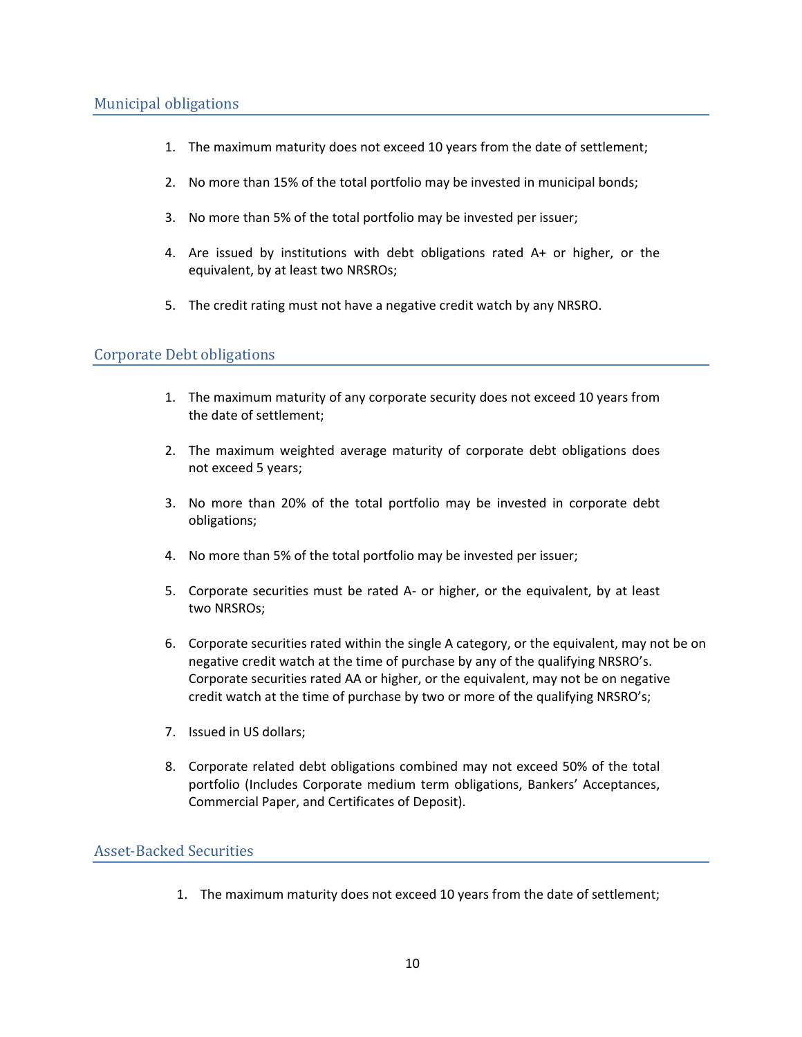## Municipal obligations

1. The maximum maturity does not exceed 10 years from the date of settlement;
2. No more than 15% of the total portfolio may be invested in municipal bonds;
3. No more than 5% of the total portfolio may be invested per issuer;
4. Are issued by institutions with debt obligations rated A+ or higher, or the equivalent, by at least two NRSROs;
5. The credit rating must not have a negative credit watch by any NRSRO.

## Corporate Debt obligations

1. The maximum maturity of any corporate security does not exceed 10 years from the date of settlement;
2. The maximum weighted average maturity of corporate debt obligations does not exceed 5 years;
3. No more than 20% of the total portfolio may be invested in corporate debt obligations;
4. No more than 5% of the total portfolio may be invested per issuer;
5. Corporate securities must be rated A- or higher, or the equivalent, by at least two NRSROs;
6. Corporate securities rated within the single A category, or the equivalent, may not be on negative credit watch at the time of purchase by any of the qualifying NRSRO's. Corporate securities rated AA or higher, or the equivalent, may not be on negative credit watch at the time of purchase by two or more of the qualifying NRSRO's;
7. Issued in US dollars;
8. Corporate related debt obligations combined may not exceed 50% of the total portfolio (Includes Corporate medium term obligations, Bankers' Acceptances, Commercial Paper, and Certificates of Deposit).

## Asset-Backed Securities

1. The maximum maturity does not exceed 10 years from the date of settlement;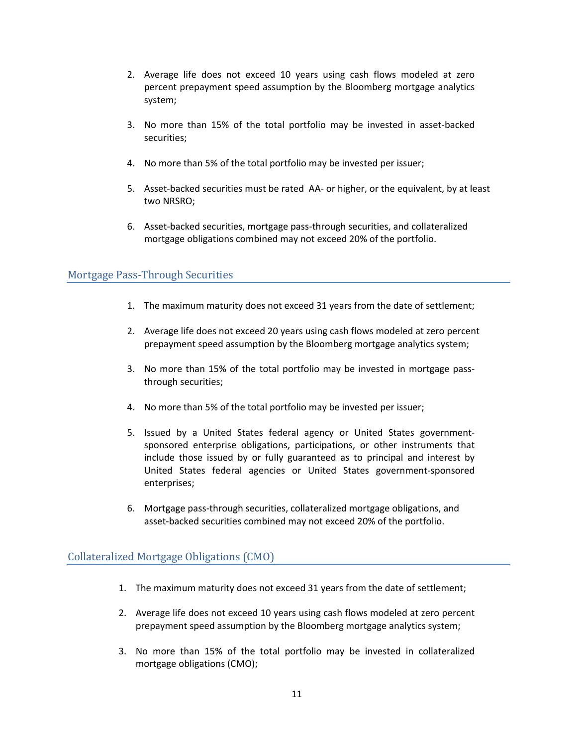2. Average life does not exceed 10 years using cash flows modeled at zero percent prepayment speed assumption by the Bloomberg mortgage analytics system;

3. No more than 15% of the total portfolio may be invested in asset-backed securities;

4. No more than 5% of the total portfolio may be invested per issuer;

5. Asset-backed securities must be rated AA- or higher, or the equivalent, by at least two NRSRO;

6. Asset-backed securities, mortgage pass-through securities, and collateralized mortgage obligations combined may not exceed 20% of the portfolio.

## Mortgage Pass-Through Securities

1. The maximum maturity does not exceed 31 years from the date of settlement;

2. Average life does not exceed 20 years using cash flows modeled at zero percent prepayment speed assumption by the Bloomberg mortgage analytics system;

3. No more than 15% of the total portfolio may be invested in mortgage pass-through securities;

4. No more than 5% of the total portfolio may be invested per issuer;

5. Issued by a United States federal agency or United States government-sponsored enterprise obligations, participations, or other instruments that include those issued by or fully guaranteed as to principal and interest by United States federal agencies or United States government-sponsored enterprises;

6. Mortgage pass-through securities, collateralized mortgage obligations, and asset-backed securities combined may not exceed 20% of the portfolio.

## Collateralized Mortgage Obligations (CMO)

1. The maximum maturity does not exceed 31 years from the date of settlement;

2. Average life does not exceed 10 years using cash flows modeled at zero percent prepayment speed assumption by the Bloomberg mortgage analytics system;

3. No more than 15% of the total portfolio may be invested in collateralized mortgage obligations (CMO);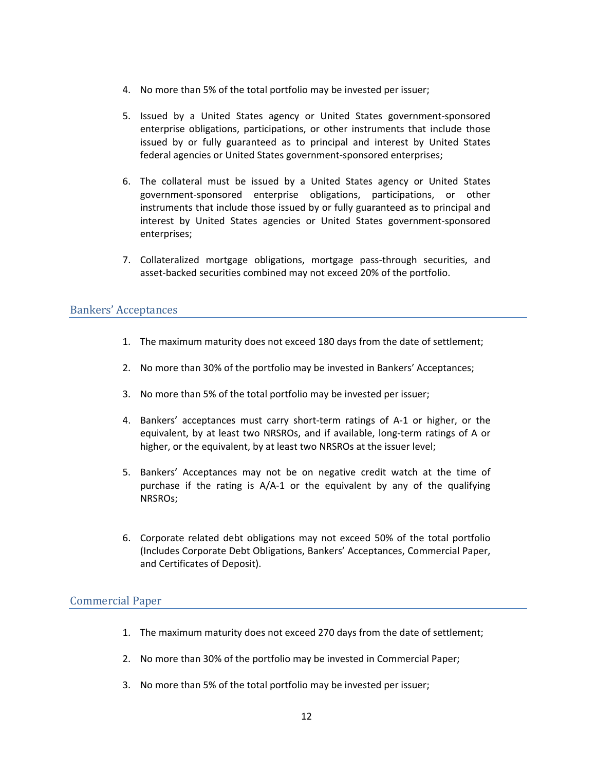4. No more than 5% of the total portfolio may be invested per issuer;

5. Issued by a United States agency or United States government-sponsored enterprise obligations, participations, or other instruments that include those issued by or fully guaranteed as to principal and interest by United States federal agencies or United States government-sponsored enterprises;

6. The collateral must be issued by a United States agency or United States government-sponsored enterprise obligations, participations, or other instruments that include those issued by or fully guaranteed as to principal and interest by United States agencies or United States government-sponsored enterprises;

7. Collateralized mortgage obligations, mortgage pass-through securities, and asset-backed securities combined may not exceed 20% of the portfolio.

## Bankers' Acceptances

1. The maximum maturity does not exceed 180 days from the date of settlement;

2. No more than 30% of the portfolio may be invested in Bankers' Acceptances;

3. No more than 5% of the total portfolio may be invested per issuer;

4. Bankers' acceptances must carry short-term ratings of A-1 or higher, or the equivalent, by at least two NRSROs, and if available, long-term ratings of A or higher, or the equivalent, by at least two NRSROs at the issuer level;

5. Bankers' Acceptances may not be on negative credit watch at the time of purchase if the rating is A/A-1 or the equivalent by any of the qualifying NRSROs;

6. Corporate related debt obligations may not exceed 50% of the total portfolio (Includes Corporate Debt Obligations, Bankers' Acceptances, Commercial Paper, and Certificates of Deposit).

## Commercial Paper

1. The maximum maturity does not exceed 270 days from the date of settlement;

2. No more than 30% of the portfolio may be invested in Commercial Paper;

3. No more than 5% of the total portfolio may be invested per issuer;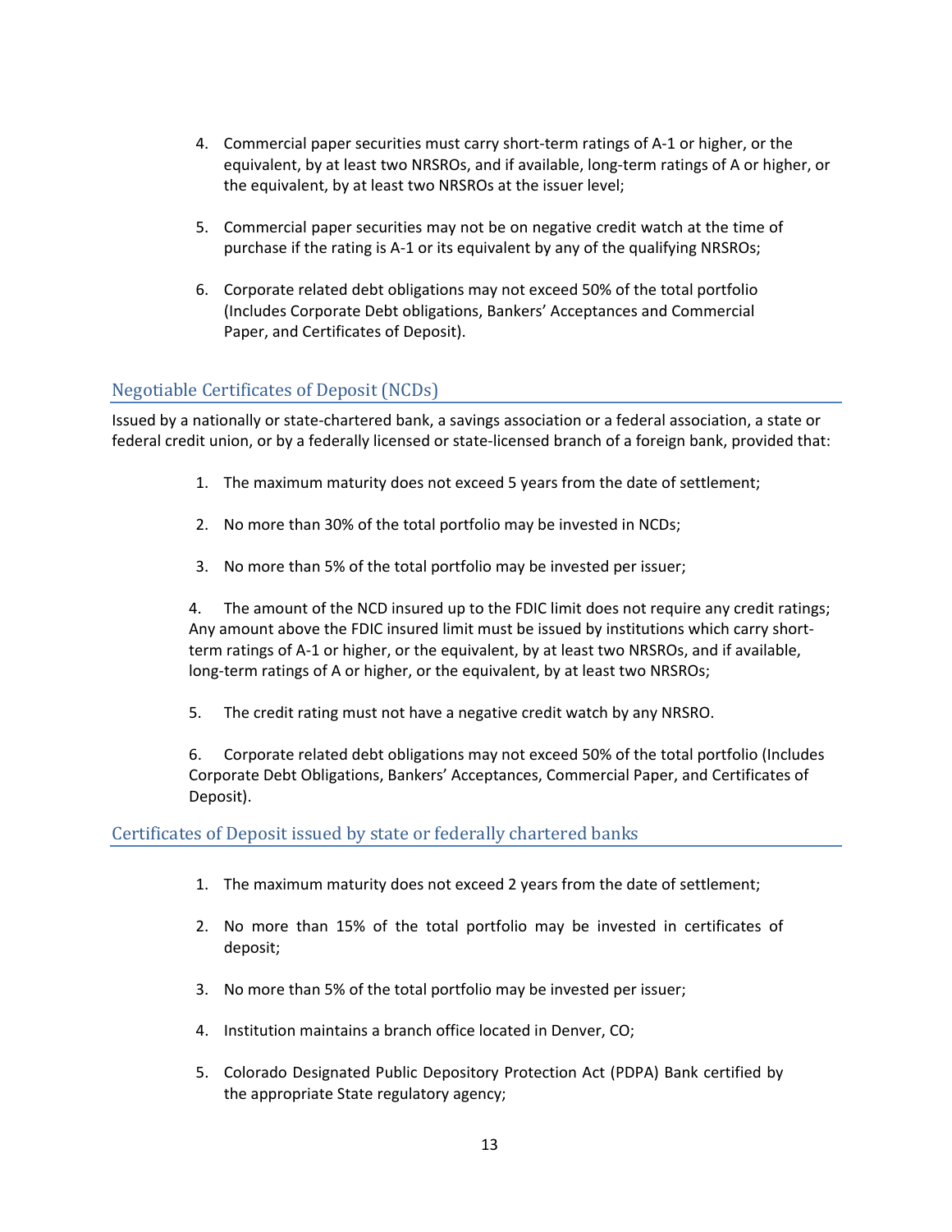4. Commercial paper securities must carry short-term ratings of A-1 or higher, or the equivalent, by at least two NRSROs, and if available, long-term ratings of A or higher, or the equivalent, by at least two NRSROs at the issuer level;

5. Commercial paper securities may not be on negative credit watch at the time of purchase if the rating is A-1 or its equivalent by any of the qualifying NRSROs;

6. Corporate related debt obligations may not exceed 50% of the total portfolio (Includes Corporate Debt obligations, Bankers' Acceptances and Commercial Paper, and Certificates of Deposit).

## Negotiable Certificates of Deposit (NCDs)

Issued by a nationally or state-chartered bank, a savings association or a federal association, a state or federal credit union, or by a federally licensed or state-licensed branch of a foreign bank, provided that:

1. The maximum maturity does not exceed 5 years from the date of settlement;

2. No more than 30% of the total portfolio may be invested in NCDs;

3. No more than 5% of the total portfolio may be invested per issuer;

4. The amount of the NCD insured up to the FDIC limit does not require any credit ratings; Any amount above the FDIC insured limit must be issued by institutions which carry short-term ratings of A-1 or higher, or the equivalent, by at least two NRSROs, and if available, long-term ratings of A or higher, or the equivalent, by at least two NRSROs;

5. The credit rating must not have a negative credit watch by any NRSRO.

6. Corporate related debt obligations may not exceed 50% of the total portfolio (Includes Corporate Debt Obligations, Bankers' Acceptances, Commercial Paper, and Certificates of Deposit).

## Certificates of Deposit issued by state or federally chartered banks

1. The maximum maturity does not exceed 2 years from the date of settlement;

2. No more than 15% of the total portfolio may be invested in certificates of deposit;

3. No more than 5% of the total portfolio may be invested per issuer;

4. Institution maintains a branch office located in Denver, CO;

5. Colorado Designated Public Depository Protection Act (PDPA) Bank certified by the appropriate State regulatory agency;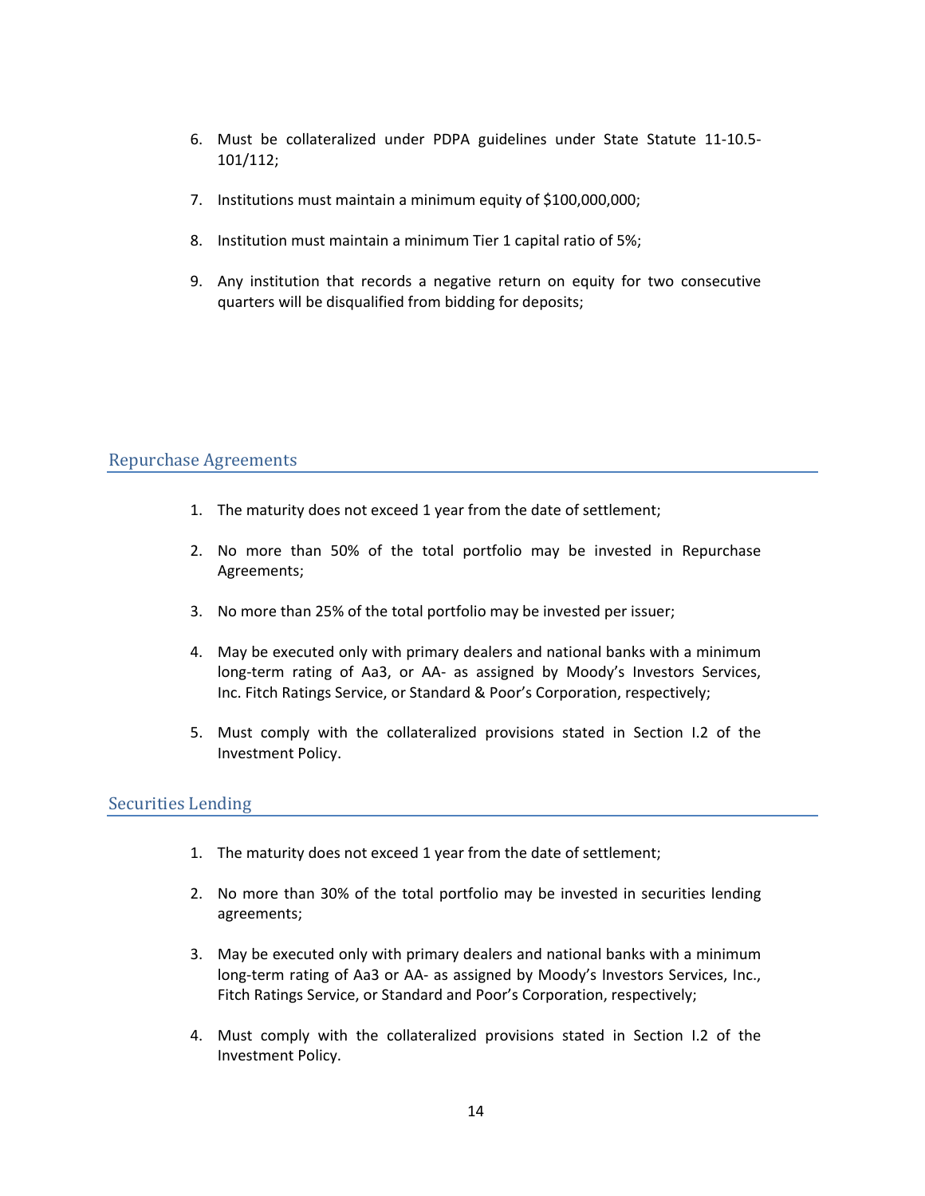6. Must be collateralized under PDPA guidelines under State Statute 11-10.5-101/112;

7. Institutions must maintain a minimum equity of $100,000,000;

8. Institution must maintain a minimum Tier 1 capital ratio of 5%;

9. Any institution that records a negative return on equity for two consecutive quarters will be disqualified from bidding for deposits;

## Repurchase Agreements

1. The maturity does not exceed 1 year from the date of settlement;

2. No more than 50% of the total portfolio may be invested in Repurchase Agreements;

3. No more than 25% of the total portfolio may be invested per issuer;

4. May be executed only with primary dealers and national banks with a minimum long-term rating of Aa3, or AA- as assigned by Moody's Investors Services, Inc. Fitch Ratings Service, or Standard & Poor's Corporation, respectively;

5. Must comply with the collateralized provisions stated in Section I.2 of the Investment Policy.

## Securities Lending

1. The maturity does not exceed 1 year from the date of settlement;

2. No more than 30% of the total portfolio may be invested in securities lending agreements;

3. May be executed only with primary dealers and national banks with a minimum long-term rating of Aa3 or AA- as assigned by Moody's Investors Services, Inc., Fitch Ratings Service, or Standard and Poor's Corporation, respectively;

4. Must comply with the collateralized provisions stated in Section I.2 of the Investment Policy.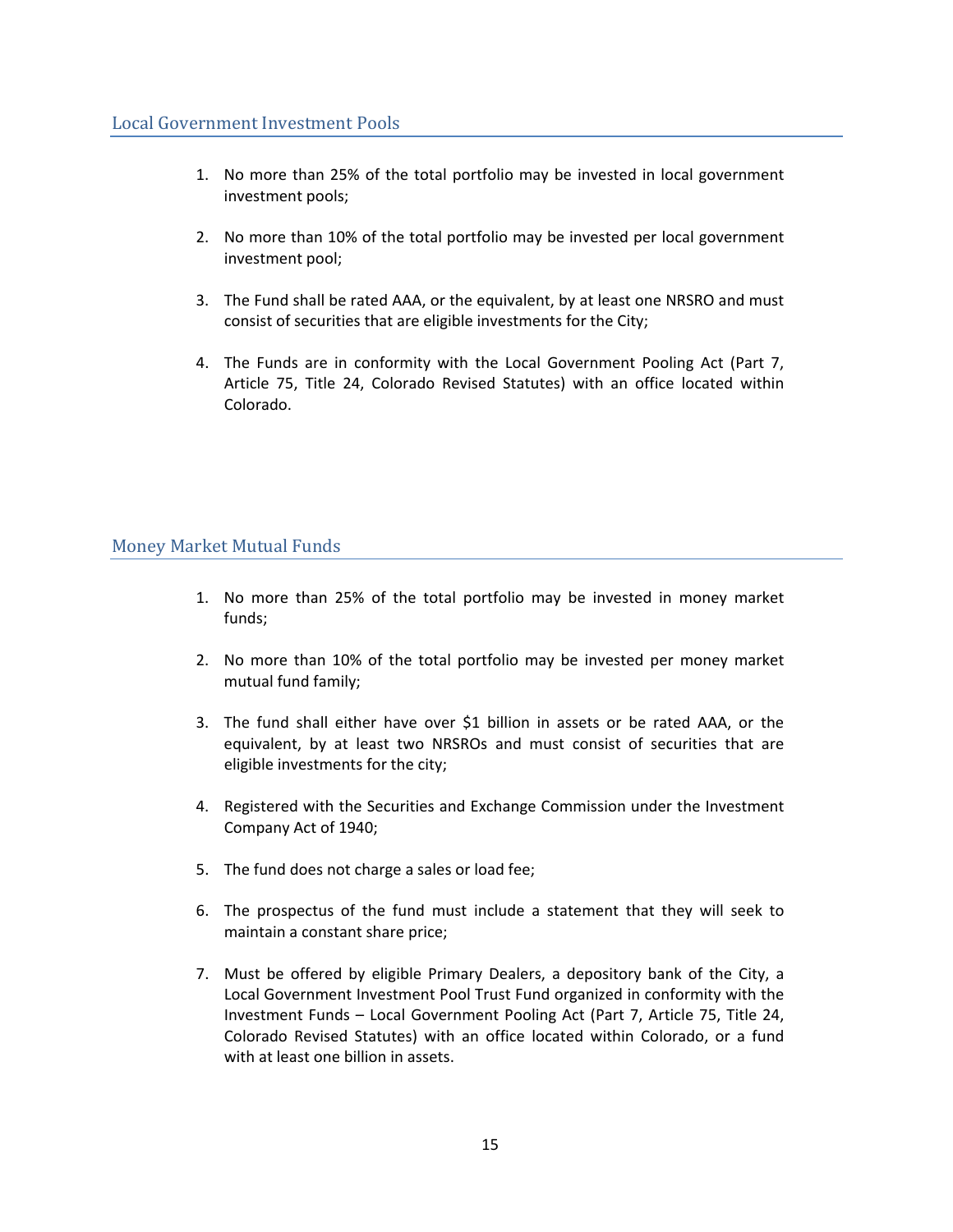## Local Government Investment Pools

1. No more than 25% of the total portfolio may be invested in local government investment pools;

2. No more than 10% of the total portfolio may be invested per local government investment pool;

3. The Fund shall be rated AAA, or the equivalent, by at least one NRSRO and must consist of securities that are eligible investments for the City;

4. The Funds are in conformity with the Local Government Pooling Act (Part 7, Article 75, Title 24, Colorado Revised Statutes) with an office located within Colorado.

## Money Market Mutual Funds

1. No more than 25% of the total portfolio may be invested in money market funds;

2. No more than 10% of the total portfolio may be invested per money market mutual fund family;

3. The fund shall either have over $1 billion in assets or be rated AAA, or the equivalent, by at least two NRSROs and must consist of securities that are eligible investments for the city;

4. Registered with the Securities and Exchange Commission under the Investment Company Act of 1940;

5. The fund does not charge a sales or load fee;

6. The prospectus of the fund must include a statement that they will seek to maintain a constant share price;

7. Must be offered by eligible Primary Dealers, a depository bank of the City, a Local Government Investment Pool Trust Fund organized in conformity with the Investment Funds – Local Government Pooling Act (Part 7, Article 75, Title 24, Colorado Revised Statutes) with an office located within Colorado, or a fund with at least one billion in assets.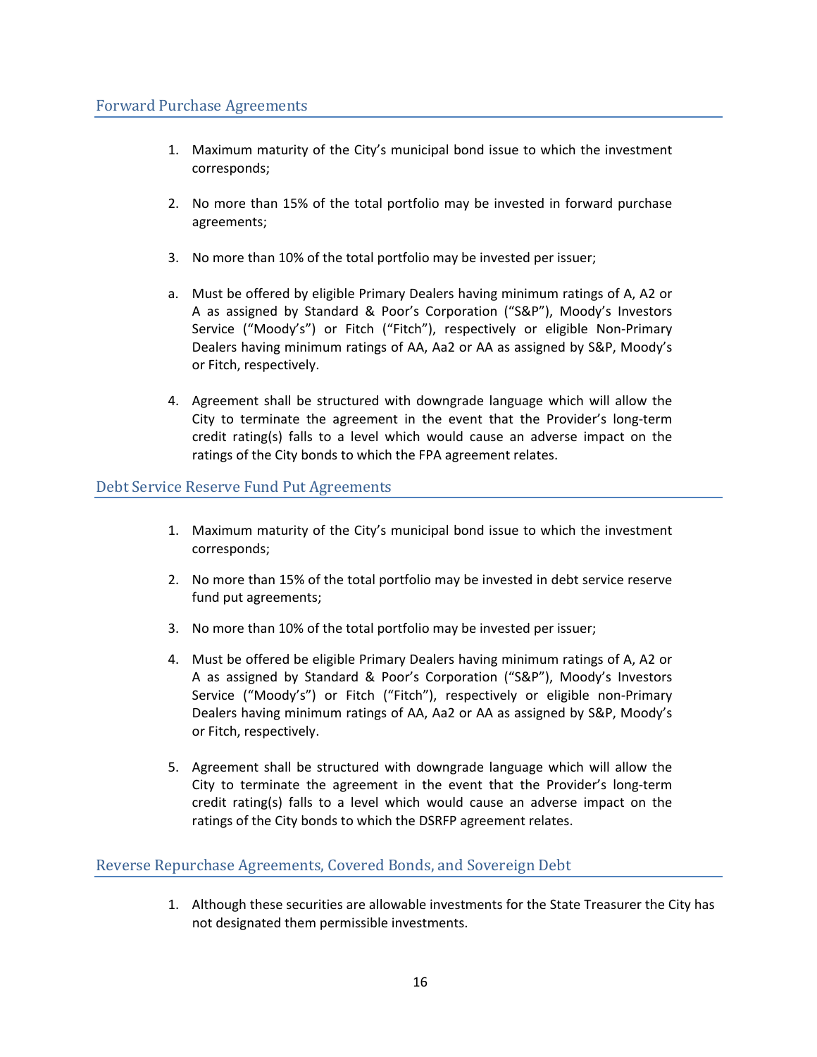## Forward Purchase Agreements

1. Maximum maturity of the City's municipal bond issue to which the investment corresponds;

2. No more than 15% of the total portfolio may be invested in forward purchase agreements;

3. No more than 10% of the total portfolio may be invested per issuer;

a. Must be offered by eligible Primary Dealers having minimum ratings of A, A2 or A as assigned by Standard & Poor's Corporation ("S&P"), Moody's Investors Service ("Moody's") or Fitch ("Fitch"), respectively or eligible Non-Primary Dealers having minimum ratings of AA, Aa2 or AA as assigned by S&P, Moody's or Fitch, respectively.

4. Agreement shall be structured with downgrade language which will allow the City to terminate the agreement in the event that the Provider's long-term credit rating(s) falls to a level which would cause an adverse impact on the ratings of the City bonds to which the FPA agreement relates.

## Debt Service Reserve Fund Put Agreements

1. Maximum maturity of the City's municipal bond issue to which the investment corresponds;

2. No more than 15% of the total portfolio may be invested in debt service reserve fund put agreements;

3. No more than 10% of the total portfolio may be invested per issuer;

4. Must be offered be eligible Primary Dealers having minimum ratings of A, A2 or A as assigned by Standard & Poor's Corporation ("S&P"), Moody's Investors Service ("Moody's") or Fitch ("Fitch"), respectively or eligible non-Primary Dealers having minimum ratings of AA, Aa2 or AA as assigned by S&P, Moody's or Fitch, respectively.

5. Agreement shall be structured with downgrade language which will allow the City to terminate the agreement in the event that the Provider's long-term credit rating(s) falls to a level which would cause an adverse impact on the ratings of the City bonds to which the DSRFP agreement relates.

## Reverse Repurchase Agreements, Covered Bonds, and Sovereign Debt

1. Although these securities are allowable investments for the State Treasurer the City has not designated them permissible investments.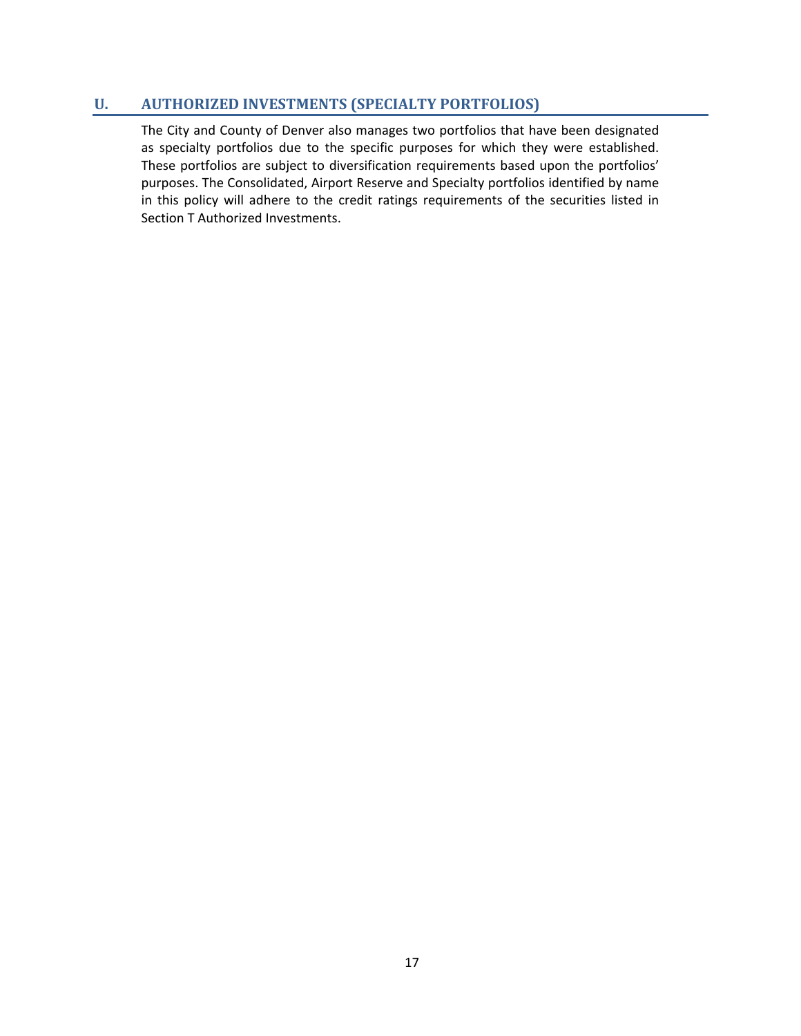## U. AUTHORIZED INVESTMENTS (SPECIALTY PORTFOLIOS)

The City and County of Denver also manages two portfolios that have been designated as specialty portfolios due to the specific purposes for which they were established. These portfolios are subject to diversification requirements based upon the portfolios' purposes. The Consolidated, Airport Reserve and Specialty portfolios identified by name in this policy will adhere to the credit ratings requirements of the securities listed in Section T Authorized Investments.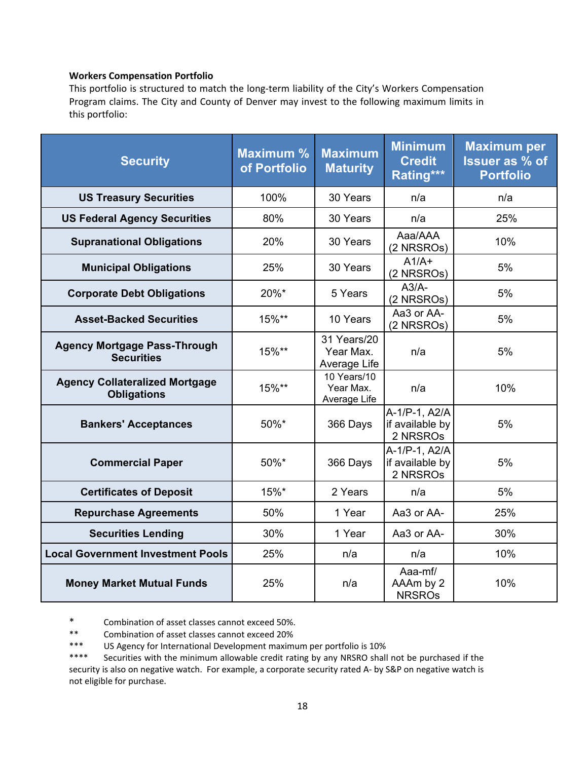**Workers Compensation Portfolio**

This portfolio is structured to match the long-term liability of the City's Workers Compensation Program claims. The City and County of Denver may invest to the following maximum limits in this portfolio:

| Security | Maximum % of Portfolio | Maximum Maturity | Minimum Credit Rating*** | Maximum per Issuer as % of Portfolio |
|---|---|---|---|---|
| US Treasury Securities | 100% | 30 Years | n/a | n/a |
| US Federal Agency Securities | 80% | 30 Years | n/a | 25% |
| Supranational Obligations | 20% | 30 Years | Aaa/AAA (2 NRSROs) | 10% |
| Municipal Obligations | 25% | 30 Years | A1/A+ (2 NRSROs) | 5% |
| Corporate Debt Obligations | 20%* | 5 Years | A3/A- (2 NRSROs) | 5% |
| Asset-Backed Securities | 15%** | 10 Years | Aa3 or AA- (2 NRSROs) | 5% |
| Agency Mortgage Pass-Through Securities | 15%** | 31 Years/20 Year Max. Average Life | n/a | 5% |
| Agency Collateralized Mortgage Obligations | 15%** | 10 Years/10 Year Max. Average Life | n/a | 10% |
| Bankers' Acceptances | 50%* | 366 Days | A-1/P-1, A2/A if available by 2 NRSROs | 5% |
| Commercial Paper | 50%* | 366 Days | A-1/P-1, A2/A if available by 2 NRSROs | 5% |
| Certificates of Deposit | 15%* | 2 Years | n/a | 5% |
| Repurchase Agreements | 50% | 1 Year | Aa3 or AA- | 25% |
| Securities Lending | 30% | 1 Year | Aa3 or AA- | 30% |
| Local Government Investment Pools | 25% | n/a | n/a | 10% |
| Money Market Mutual Funds | 25% | n/a | Aaa-mf/ AAAm by 2 NRSROs | 10% |

\* Combination of asset classes cannot exceed 50%.

\** Combination of asset classes cannot exceed 20%

\*** US Agency for International Development maximum per portfolio is 10%

\**** Securities with the minimum allowable credit rating by any NRSRO shall not be purchased if the security is also on negative watch. For example, a corporate security rated A- by S&P on negative watch is not eligible for purchase.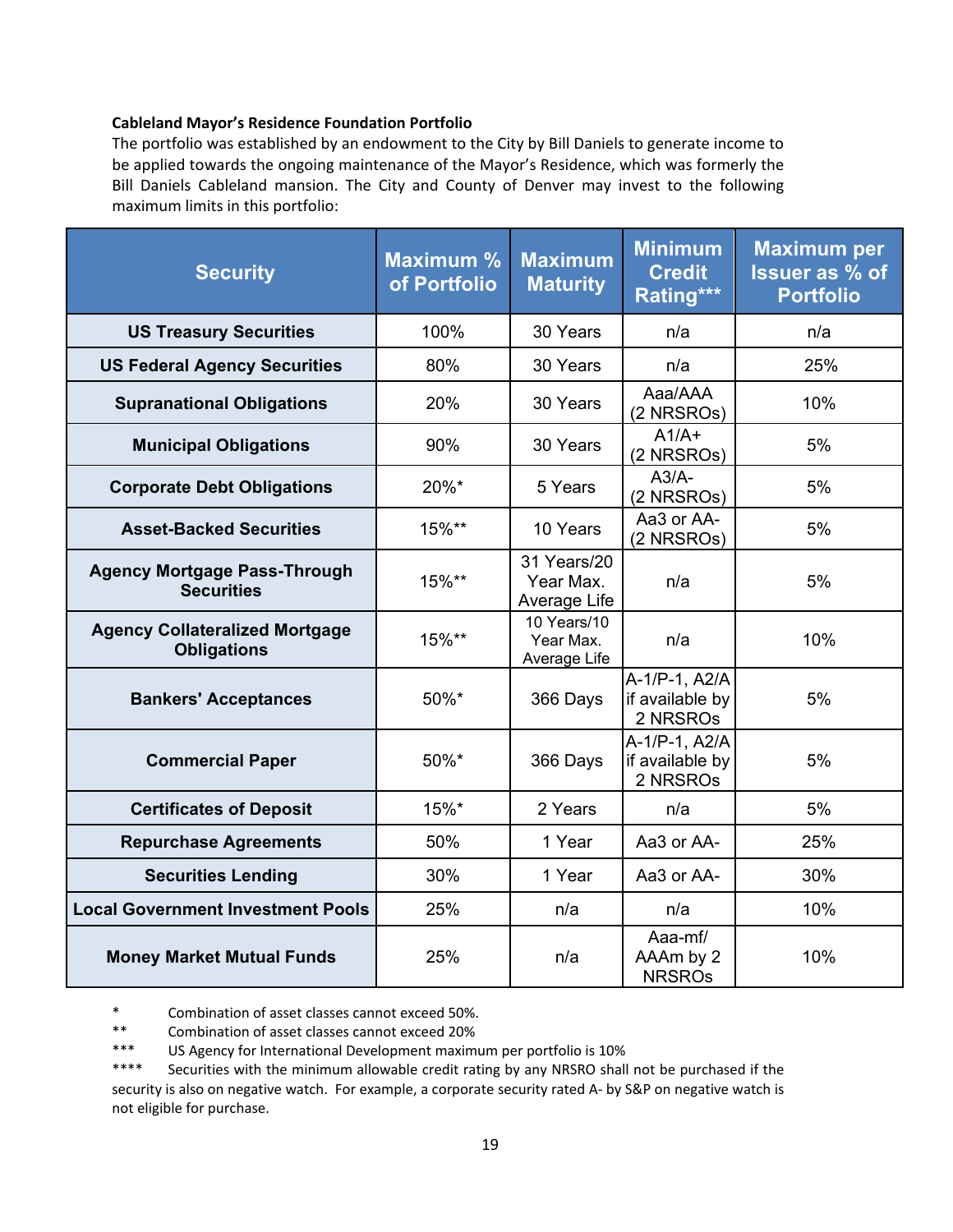**Cableland Mayor's Residence Foundation Portfolio**

The portfolio was established by an endowment to the City by Bill Daniels to generate income to be applied towards the ongoing maintenance of the Mayor's Residence, which was formerly the Bill Daniels Cableland mansion. The City and County of Denver may invest to the following maximum limits in this portfolio:

| Security | Maximum % of Portfolio | Maximum Maturity | Minimum Credit Rating*** | Maximum per Issuer as % of Portfolio |
|---|---|---|---|---|
| **US Treasury Securities** | 100% | 30 Years | n/a | n/a |
| **US Federal Agency Securities** | 80% | 30 Years | n/a | 25% |
| **Supranational Obligations** | 20% | 30 Years | Aaa/AAA (2 NRSROs) | 10% |
| **Municipal Obligations** | 90% | 30 Years | A1/A+ (2 NRSROs) | 5% |
| **Corporate Debt Obligations** | 20%* | 5 Years | A3/A- (2 NRSROs) | 5% |
| **Asset-Backed Securities** | 15%** | 10 Years | Aa3 or AA- (2 NRSROs) | 5% |
| **Agency Mortgage Pass-Through Securities** | 15%** | 31 Years/20 Year Max. Average Life | n/a | 5% |
| **Agency Collateralized Mortgage Obligations** | 15%** | 10 Years/10 Year Max. Average Life | n/a | 10% |
| **Bankers' Acceptances** | 50%* | 366 Days | A-1/P-1, A2/A if available by 2 NRSROs | 5% |
| **Commercial Paper** | 50%* | 366 Days | A-1/P-1, A2/A if available by 2 NRSROs | 5% |
| **Certificates of Deposit** | 15%* | 2 Years | n/a | 5% |
| **Repurchase Agreements** | 50% | 1 Year | Aa3 or AA- | 25% |
| **Securities Lending** | 30% | 1 Year | Aa3 or AA- | 30% |
| **Local Government Investment Pools** | 25% | n/a | n/a | 10% |
| **Money Market Mutual Funds** | 25% | n/a | Aaa-mf/ AAAm by 2 NRSROs | 10% |

\* Combination of asset classes cannot exceed 50%.

\*\* Combination of asset classes cannot exceed 20%

\*\*\* US Agency for International Development maximum per portfolio is 10%

\*\*\*\* Securities with the minimum allowable credit rating by any NRSRO shall not be purchased if the security is also on negative watch. For example, a corporate security rated A- by S&P on negative watch is not eligible for purchase.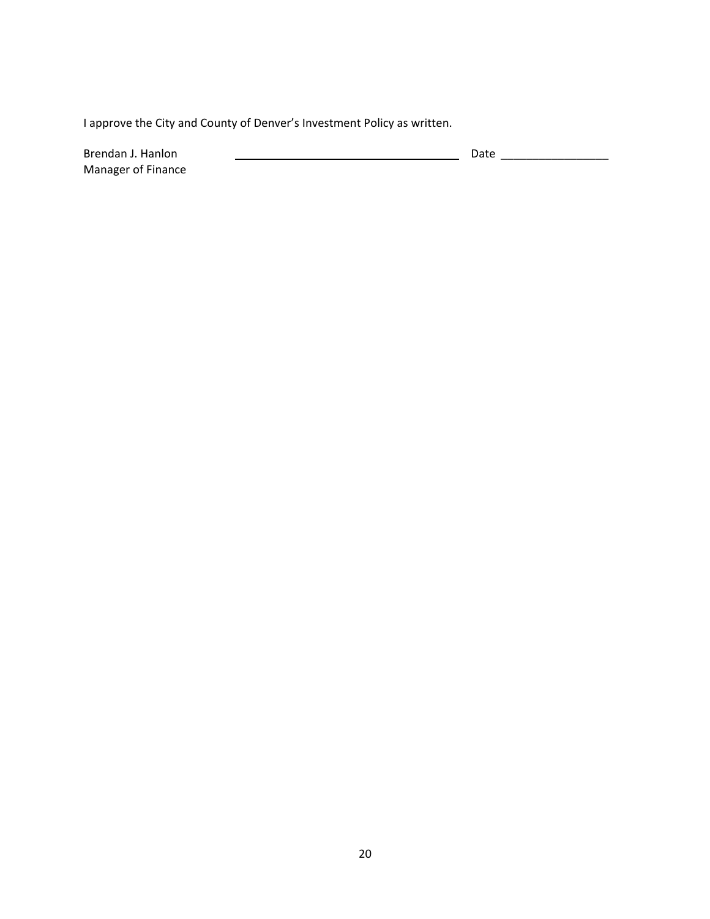I approve the City and County of Denver's Investment Policy as written.

Brendan J. Hanlon ____________________________________ Date _________________
Manager of Finance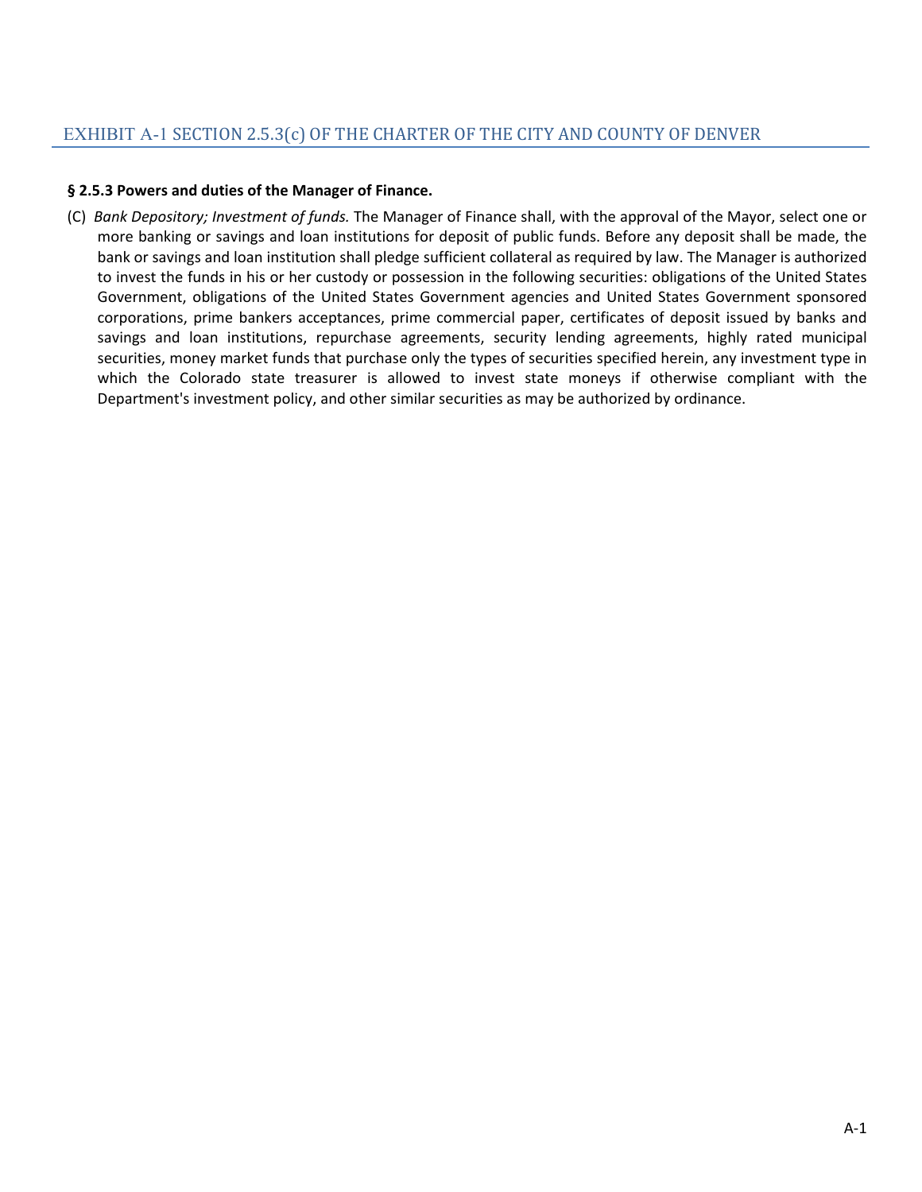## EXHIBIT A-1 SECTION 2.5.3(c) OF THE CHARTER OF THE CITY AND COUNTY OF DENVER

**§ 2.5.3 Powers and duties of the Manager of Finance.**

(C) *Bank Depository; Investment of funds.* The Manager of Finance shall, with the approval of the Mayor, select one or more banking or savings and loan institutions for deposit of public funds. Before any deposit shall be made, the bank or savings and loan institution shall pledge sufficient collateral as required by law. The Manager is authorized to invest the funds in his or her custody or possession in the following securities: obligations of the United States Government, obligations of the United States Government agencies and United States Government sponsored corporations, prime bankers acceptances, prime commercial paper, certificates of deposit issued by banks and savings and loan institutions, repurchase agreements, security lending agreements, highly rated municipal securities, money market funds that purchase only the types of securities specified herein, any investment type in which the Colorado state treasurer is allowed to invest state moneys if otherwise compliant with the Department's investment policy, and other similar securities as may be authorized by ordinance.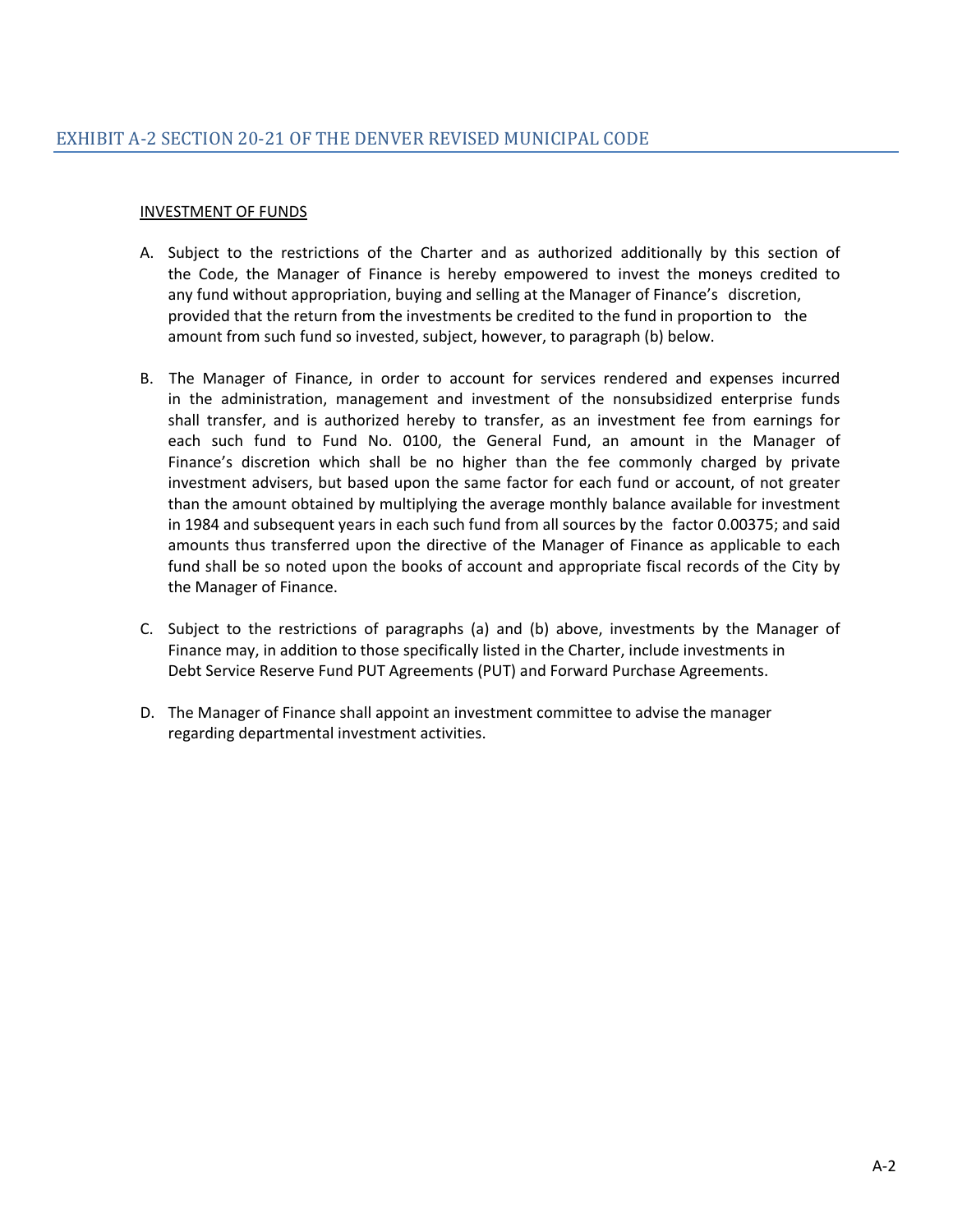## EXHIBIT A-2 SECTION 20-21 OF THE DENVER REVISED MUNICIPAL CODE

INVESTMENT OF FUNDS

A. Subject to the restrictions of the Charter and as authorized additionally by this section of the Code, the Manager of Finance is hereby empowered to invest the moneys credited to any fund without appropriation, buying and selling at the Manager of Finance's discretion, provided that the return from the investments be credited to the fund in proportion to the amount from such fund so invested, subject, however, to paragraph (b) below.

B. The Manager of Finance, in order to account for services rendered and expenses incurred in the administration, management and investment of the nonsubsidized enterprise funds shall transfer, and is authorized hereby to transfer, as an investment fee from earnings for each such fund to Fund No. 0100, the General Fund, an amount in the Manager of Finance's discretion which shall be no higher than the fee commonly charged by private investment advisers, but based upon the same factor for each fund or account, of not greater than the amount obtained by multiplying the average monthly balance available for investment in 1984 and subsequent years in each such fund from all sources by the factor 0.00375; and said amounts thus transferred upon the directive of the Manager of Finance as applicable to each fund shall be so noted upon the books of account and appropriate fiscal records of the City by the Manager of Finance.

C. Subject to the restrictions of paragraphs (a) and (b) above, investments by the Manager of Finance may, in addition to those specifically listed in the Charter, include investments in Debt Service Reserve Fund PUT Agreements (PUT) and Forward Purchase Agreements.

D. The Manager of Finance shall appoint an investment committee to advise the manager regarding departmental investment activities.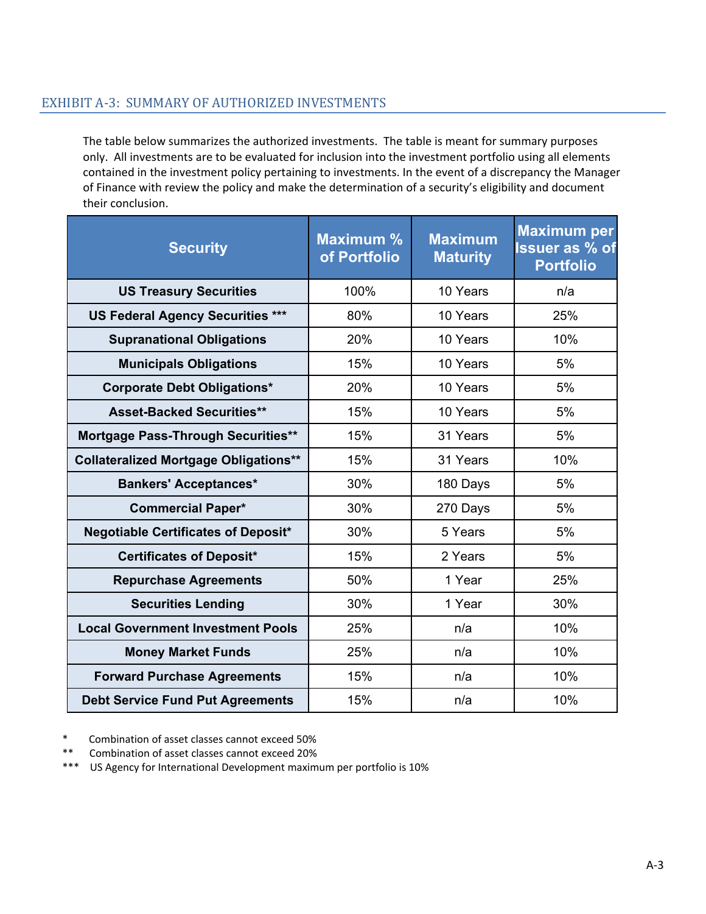## EXHIBIT A-3: SUMMARY OF AUTHORIZED INVESTMENTS

The table below summarizes the authorized investments. The table is meant for summary purposes only. All investments are to be evaluated for inclusion into the investment portfolio using all elements contained in the investment policy pertaining to investments. In the event of a discrepancy the Manager of Finance with review the policy and make the determination of a security's eligibility and document their conclusion.

| Security | Maximum % of Portfolio | Maximum Maturity | Maximum per Issuer as % of Portfolio |
|---|---|---|---|
| US Treasury Securities | 100% | 10 Years | n/a |
| US Federal Agency Securities *** | 80% | 10 Years | 25% |
| Supranational Obligations | 20% | 10 Years | 10% |
| Municipals Obligations | 15% | 10 Years | 5% |
| Corporate Debt Obligations* | 20% | 10 Years | 5% |
| Asset-Backed Securities** | 15% | 10 Years | 5% |
| Mortgage Pass-Through Securities** | 15% | 31 Years | 5% |
| Collateralized Mortgage Obligations** | 15% | 31 Years | 10% |
| Bankers' Acceptances* | 30% | 180 Days | 5% |
| Commercial Paper* | 30% | 270 Days | 5% |
| Negotiable Certificates of Deposit* | 30% | 5 Years | 5% |
| Certificates of Deposit* | 15% | 2 Years | 5% |
| Repurchase Agreements | 50% | 1 Year | 25% |
| Securities Lending | 30% | 1 Year | 30% |
| Local Government Investment Pools | 25% | n/a | 10% |
| Money Market Funds | 25% | n/a | 10% |
| Forward Purchase Agreements | 15% | n/a | 10% |
| Debt Service Fund Put Agreements | 15% | n/a | 10% |

\* Combination of asset classes cannot exceed 50%

\** Combination of asset classes cannot exceed 20%

\*** US Agency for International Development maximum per portfolio is 10%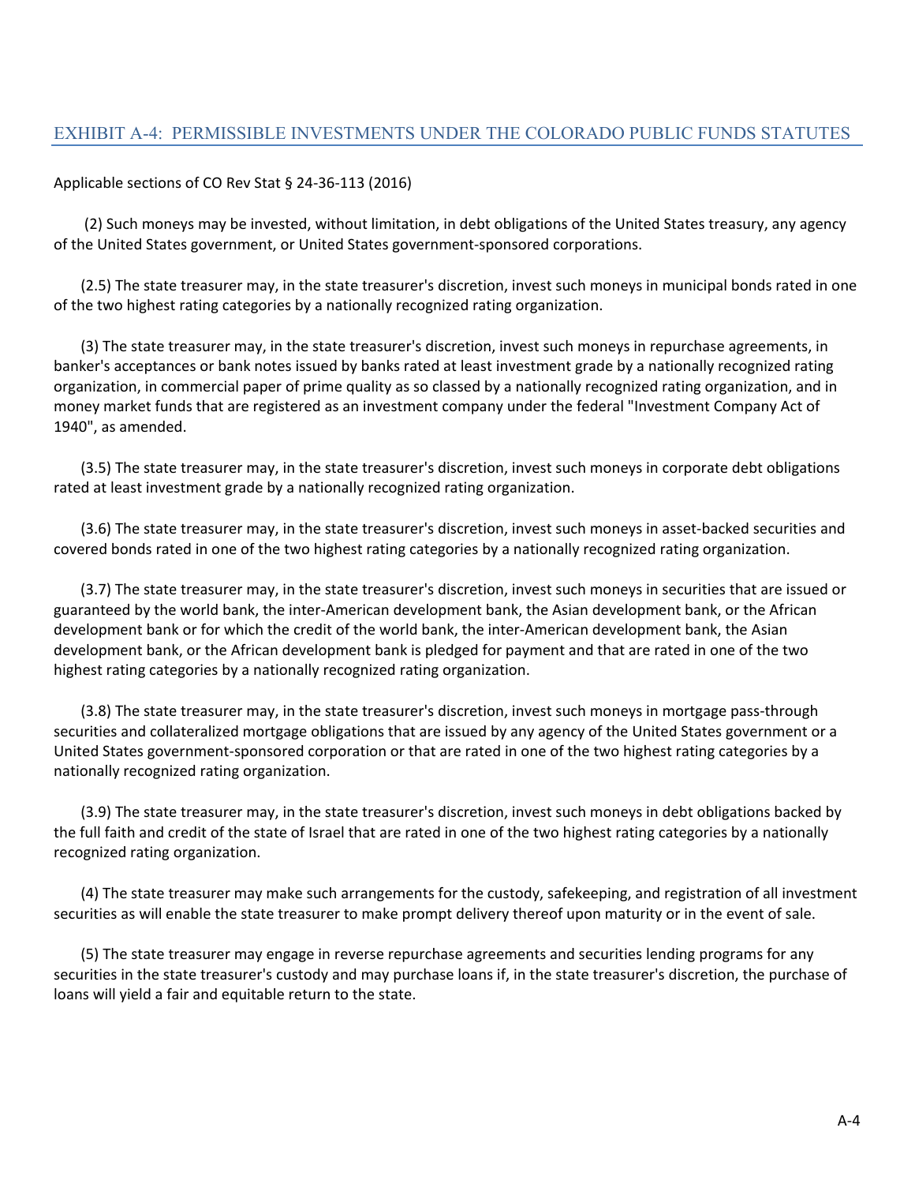## EXHIBIT A-4: PERMISSIBLE INVESTMENTS UNDER THE COLORADO PUBLIC FUNDS STATUTES

Applicable sections of CO Rev Stat § 24-36-113 (2016)

(2) Such moneys may be invested, without limitation, in debt obligations of the United States treasury, any agency of the United States government, or United States government-sponsored corporations.

(2.5) The state treasurer may, in the state treasurer's discretion, invest such moneys in municipal bonds rated in one of the two highest rating categories by a nationally recognized rating organization.

(3) The state treasurer may, in the state treasurer's discretion, invest such moneys in repurchase agreements, in banker's acceptances or bank notes issued by banks rated at least investment grade by a nationally recognized rating organization, in commercial paper of prime quality as so classed by a nationally recognized rating organization, and in money market funds that are registered as an investment company under the federal "Investment Company Act of 1940", as amended.

(3.5) The state treasurer may, in the state treasurer's discretion, invest such moneys in corporate debt obligations rated at least investment grade by a nationally recognized rating organization.

(3.6) The state treasurer may, in the state treasurer's discretion, invest such moneys in asset-backed securities and covered bonds rated in one of the two highest rating categories by a nationally recognized rating organization.

(3.7) The state treasurer may, in the state treasurer's discretion, invest such moneys in securities that are issued or guaranteed by the world bank, the inter-American development bank, the Asian development bank, or the African development bank or for which the credit of the world bank, the inter-American development bank, the Asian development bank, or the African development bank is pledged for payment and that are rated in one of the two highest rating categories by a nationally recognized rating organization.

(3.8) The state treasurer may, in the state treasurer's discretion, invest such moneys in mortgage pass-through securities and collateralized mortgage obligations that are issued by any agency of the United States government or a United States government-sponsored corporation or that are rated in one of the two highest rating categories by a nationally recognized rating organization.

(3.9) The state treasurer may, in the state treasurer's discretion, invest such moneys in debt obligations backed by the full faith and credit of the state of Israel that are rated in one of the two highest rating categories by a nationally recognized rating organization.

(4) The state treasurer may make such arrangements for the custody, safekeeping, and registration of all investment securities as will enable the state treasurer to make prompt delivery thereof upon maturity or in the event of sale.

(5) The state treasurer may engage in reverse repurchase agreements and securities lending programs for any securities in the state treasurer's custody and may purchase loans if, in the state treasurer's discretion, the purchase of loans will yield a fair and equitable return to the state.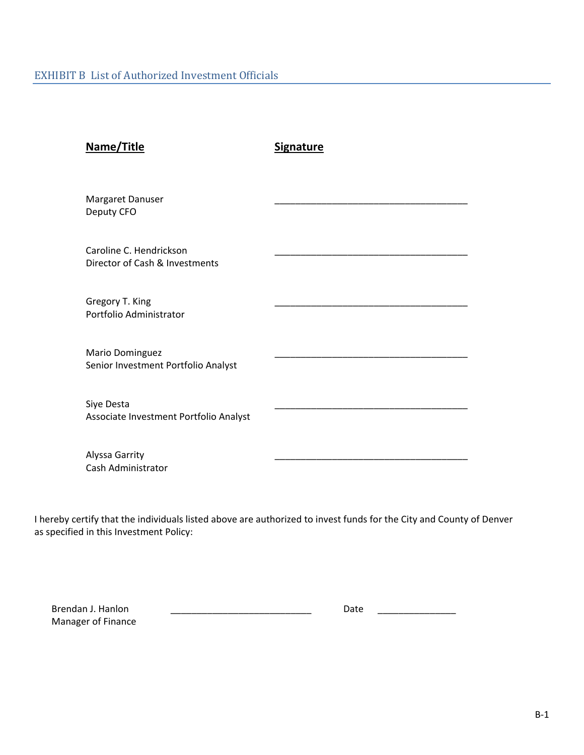## EXHIBIT B List of Authorized Investment Officials

| **Name/Title** | **Signature** |
| --- | --- |
| Margaret Danuser<br>Deputy CFO | ______________________________________ |
| Caroline C. Hendrickson<br>Director of Cash & Investments | ______________________________________ |
| Gregory T. King<br>Portfolio Administrator | ______________________________________ |
| Mario Dominguez<br>Senior Investment Portfolio Analyst | ______________________________________ |
| Siye Desta<br>Associate Investment Portfolio Analyst | ______________________________________ |
| Alyssa Garrity<br>Cash Administrator | ______________________________________ |

I hereby certify that the individuals listed above are authorized to invest funds for the City and County of Denver as specified in this Investment Policy:

Brendan J. Hanlon
Manager of Finance

____________________________ Date _______________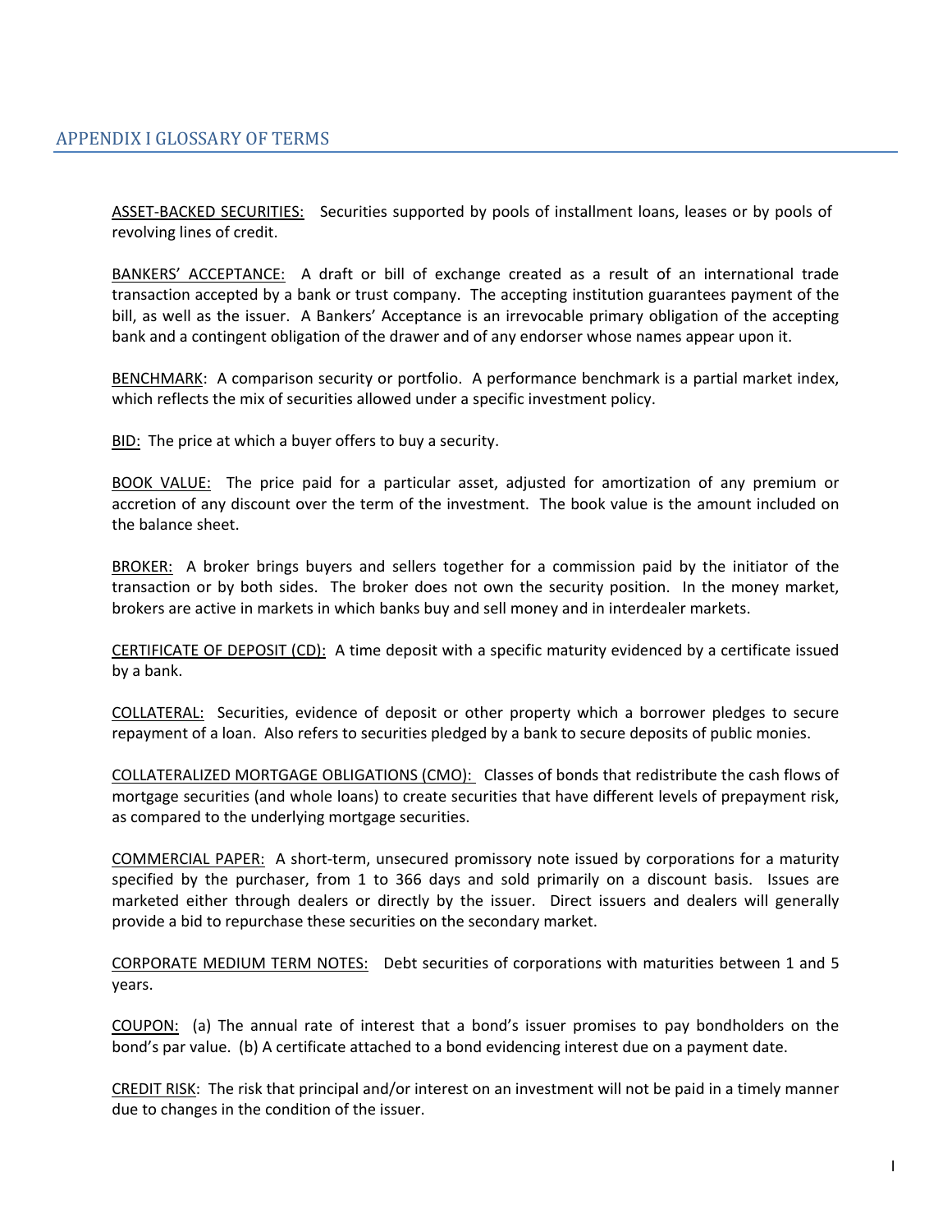## APPENDIX I GLOSSARY OF TERMS

ASSET-BACKED SECURITIES: Securities supported by pools of installment loans, leases or by pools of revolving lines of credit.

BANKERS' ACCEPTANCE: A draft or bill of exchange created as a result of an international trade transaction accepted by a bank or trust company. The accepting institution guarantees payment of the bill, as well as the issuer. A Bankers' Acceptance is an irrevocable primary obligation of the accepting bank and a contingent obligation of the drawer and of any endorser whose names appear upon it.

BENCHMARK: A comparison security or portfolio. A performance benchmark is a partial market index, which reflects the mix of securities allowed under a specific investment policy.

BID: The price at which a buyer offers to buy a security.

BOOK VALUE: The price paid for a particular asset, adjusted for amortization of any premium or accretion of any discount over the term of the investment. The book value is the amount included on the balance sheet.

BROKER: A broker brings buyers and sellers together for a commission paid by the initiator of the transaction or by both sides. The broker does not own the security position. In the money market, brokers are active in markets in which banks buy and sell money and in interdealer markets.

CERTIFICATE OF DEPOSIT (CD): A time deposit with a specific maturity evidenced by a certificate issued by a bank.

COLLATERAL: Securities, evidence of deposit or other property which a borrower pledges to secure repayment of a loan. Also refers to securities pledged by a bank to secure deposits of public monies.

COLLATERALIZED MORTGAGE OBLIGATIONS (CMO): Classes of bonds that redistribute the cash flows of mortgage securities (and whole loans) to create securities that have different levels of prepayment risk, as compared to the underlying mortgage securities.

COMMERCIAL PAPER: A short-term, unsecured promissory note issued by corporations for a maturity specified by the purchaser, from 1 to 366 days and sold primarily on a discount basis. Issues are marketed either through dealers or directly by the issuer. Direct issuers and dealers will generally provide a bid to repurchase these securities on the secondary market.

CORPORATE MEDIUM TERM NOTES: Debt securities of corporations with maturities between 1 and 5 years.

COUPON: (a) The annual rate of interest that a bond's issuer promises to pay bondholders on the bond's par value. (b) A certificate attached to a bond evidencing interest due on a payment date.

CREDIT RISK: The risk that principal and/or interest on an investment will not be paid in a timely manner due to changes in the condition of the issuer.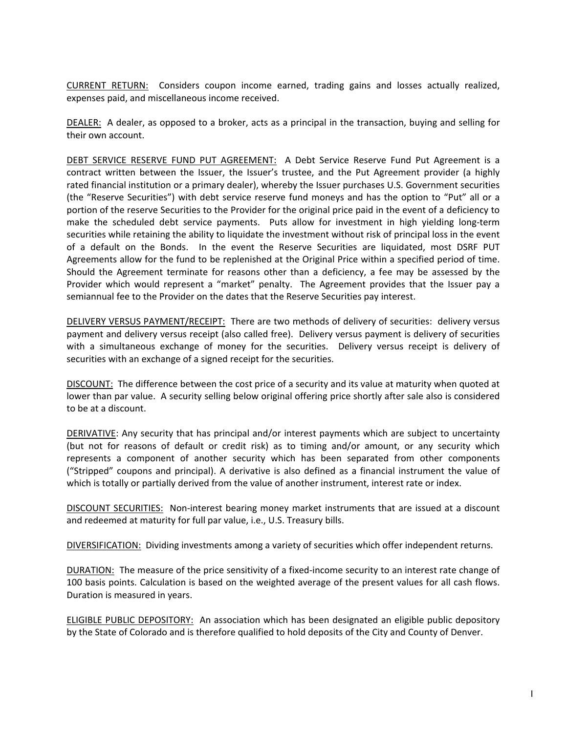<u>CURRENT RETURN:</u> Considers coupon income earned, trading gains and losses actually realized, expenses paid, and miscellaneous income received.

<u>DEALER:</u> A dealer, as opposed to a broker, acts as a principal in the transaction, buying and selling for their own account.

<u>DEBT SERVICE RESERVE FUND PUT AGREEMENT:</u> A Debt Service Reserve Fund Put Agreement is a contract written between the Issuer, the Issuer's trustee, and the Put Agreement provider (a highly rated financial institution or a primary dealer), whereby the Issuer purchases U.S. Government securities (the "Reserve Securities") with debt service reserve fund moneys and has the option to "Put" all or a portion of the reserve Securities to the Provider for the original price paid in the event of a deficiency to make the scheduled debt service payments. Puts allow for investment in high yielding long-term securities while retaining the ability to liquidate the investment without risk of principal loss in the event of a default on the Bonds. In the event the Reserve Securities are liquidated, most DSRF PUT Agreements allow for the fund to be replenished at the Original Price within a specified period of time. Should the Agreement terminate for reasons other than a deficiency, a fee may be assessed by the Provider which would represent a "market" penalty. The Agreement provides that the Issuer pay a semiannual fee to the Provider on the dates that the Reserve Securities pay interest.

<u>DELIVERY VERSUS PAYMENT/RECEIPT:</u> There are two methods of delivery of securities: delivery versus payment and delivery versus receipt (also called free). Delivery versus payment is delivery of securities with a simultaneous exchange of money for the securities. Delivery versus receipt is delivery of securities with an exchange of a signed receipt for the securities.

<u>DISCOUNT:</u> The difference between the cost price of a security and its value at maturity when quoted at lower than par value. A security selling below original offering price shortly after sale also is considered to be at a discount.

<u>DERIVATIVE</u>: Any security that has principal and/or interest payments which are subject to uncertainty (but not for reasons of default or credit risk) as to timing and/or amount, or any security which represents a component of another security which has been separated from other components ("Stripped" coupons and principal). A derivative is also defined as a financial instrument the value of which is totally or partially derived from the value of another instrument, interest rate or index.

<u>DISCOUNT SECURITIES:</u> Non-interest bearing money market instruments that are issued at a discount and redeemed at maturity for full par value, i.e., U.S. Treasury bills.

<u>DIVERSIFICATION:</u> Dividing investments among a variety of securities which offer independent returns.

<u>DURATION:</u> The measure of the price sensitivity of a fixed-income security to an interest rate change of 100 basis points. Calculation is based on the weighted average of the present values for all cash flows. Duration is measured in years.

<u>ELIGIBLE PUBLIC DEPOSITORY:</u> An association which has been designated an eligible public depository by the State of Colorado and is therefore qualified to hold deposits of the City and County of Denver.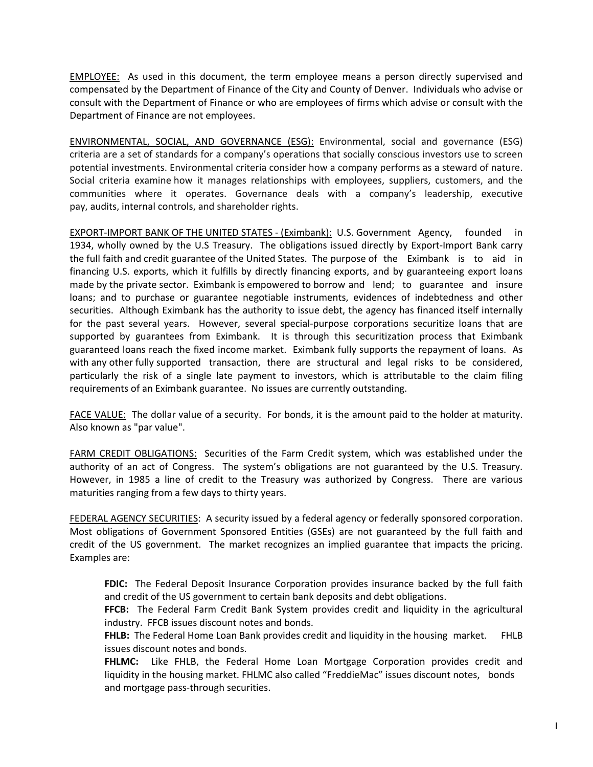EMPLOYEE: As used in this document, the term employee means a person directly supervised and compensated by the Department of Finance of the City and County of Denver. Individuals who advise or consult with the Department of Finance or who are employees of firms which advise or consult with the Department of Finance are not employees.

ENVIRONMENTAL, SOCIAL, AND GOVERNANCE (ESG): Environmental, social and governance (ESG) criteria are a set of standards for a company's operations that socially conscious investors use to screen potential investments. Environmental criteria consider how a company performs as a steward of nature. Social criteria examine how it manages relationships with employees, suppliers, customers, and the communities where it operates. Governance deals with a company's leadership, executive pay, audits, internal controls, and shareholder rights.

EXPORT-IMPORT BANK OF THE UNITED STATES - (Eximbank): U.S. Government Agency, founded in 1934, wholly owned by the U.S Treasury. The obligations issued directly by Export-Import Bank carry the full faith and credit guarantee of the United States. The purpose of the Eximbank is to aid in financing U.S. exports, which it fulfills by directly financing exports, and by guaranteeing export loans made by the private sector. Eximbank is empowered to borrow and lend; to guarantee and insure loans; and to purchase or guarantee negotiable instruments, evidences of indebtedness and other securities. Although Eximbank has the authority to issue debt, the agency has financed itself internally for the past several years. However, several special-purpose corporations securitize loans that are supported by guarantees from Eximbank. It is through this securitization process that Eximbank guaranteed loans reach the fixed income market. Eximbank fully supports the repayment of loans. As with any other fully supported transaction, there are structural and legal risks to be considered, particularly the risk of a single late payment to investors, which is attributable to the claim filing requirements of an Eximbank guarantee. No issues are currently outstanding.

FACE VALUE: The dollar value of a security. For bonds, it is the amount paid to the holder at maturity. Also known as "par value".

FARM CREDIT OBLIGATIONS: Securities of the Farm Credit system, which was established under the authority of an act of Congress. The system's obligations are not guaranteed by the U.S. Treasury. However, in 1985 a line of credit to the Treasury was authorized by Congress. There are various maturities ranging from a few days to thirty years.

FEDERAL AGENCY SECURITIES: A security issued by a federal agency or federally sponsored corporation. Most obligations of Government Sponsored Entities (GSEs) are not guaranteed by the full faith and credit of the US government. The market recognizes an implied guarantee that impacts the pricing. Examples are:

> **FDIC:** The Federal Deposit Insurance Corporation provides insurance backed by the full faith and credit of the US government to certain bank deposits and debt obligations.
>
> **FFCB:** The Federal Farm Credit Bank System provides credit and liquidity in the agricultural industry. FFCB issues discount notes and bonds.
>
> **FHLB:** The Federal Home Loan Bank provides credit and liquidity in the housing market. FHLB issues discount notes and bonds.
>
> **FHLMC:** Like FHLB, the Federal Home Loan Mortgage Corporation provides credit and liquidity in the housing market. FHLMC also called "FreddieMac" issues discount notes, bonds and mortgage pass-through securities.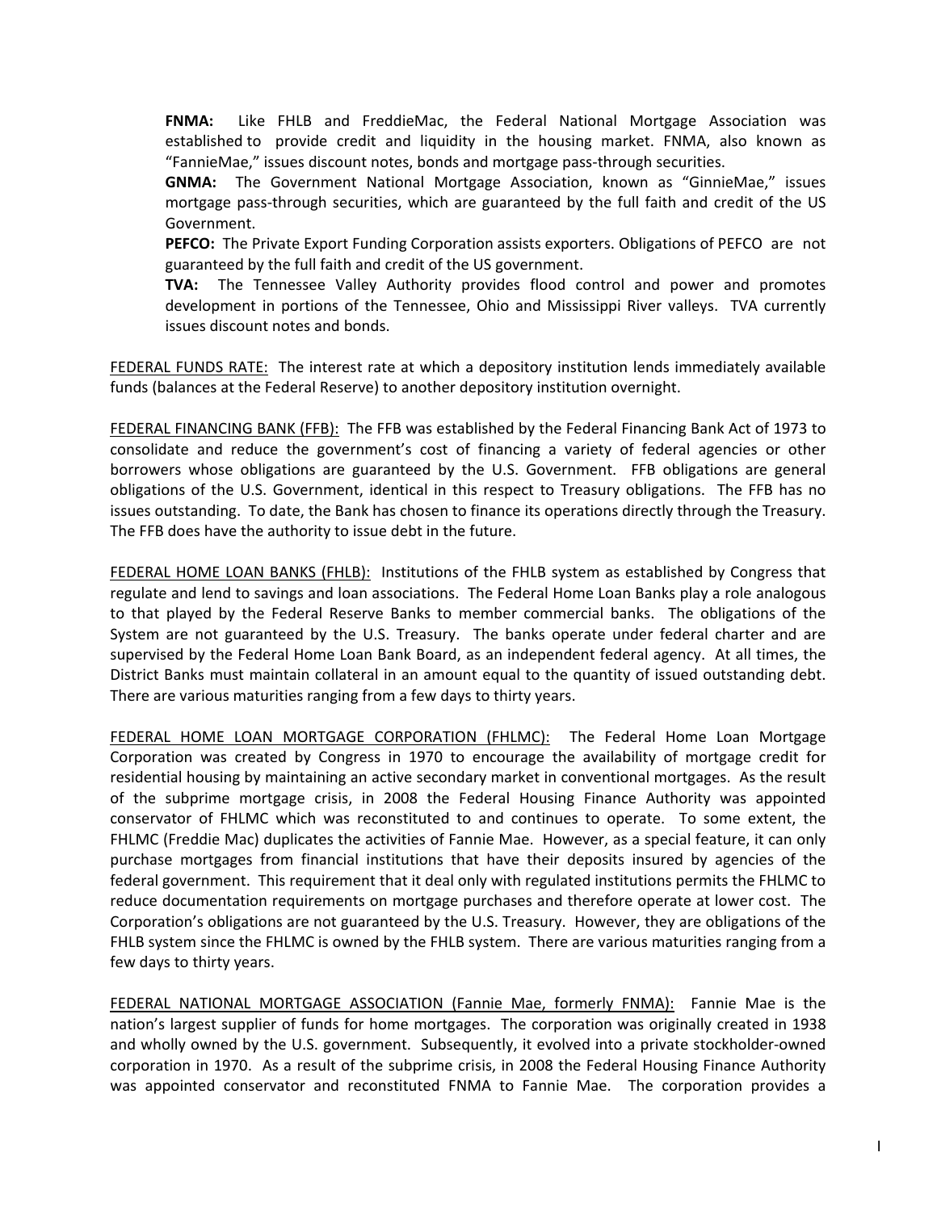**FNMA:** Like FHLB and FreddieMac, the Federal National Mortgage Association was established to provide credit and liquidity in the housing market. FNMA, also known as "FannieMae," issues discount notes, bonds and mortgage pass-through securities.

**GNMA:** The Government National Mortgage Association, known as "GinnieMae," issues mortgage pass-through securities, which are guaranteed by the full faith and credit of the US Government.

**PEFCO:** The Private Export Funding Corporation assists exporters. Obligations of PEFCO are not guaranteed by the full faith and credit of the US government.

**TVA:** The Tennessee Valley Authority provides flood control and power and promotes development in portions of the Tennessee, Ohio and Mississippi River valleys. TVA currently issues discount notes and bonds.

<u>FEDERAL FUNDS RATE:</u> The interest rate at which a depository institution lends immediately available funds (balances at the Federal Reserve) to another depository institution overnight.

<u>FEDERAL FINANCING BANK (FFB):</u> The FFB was established by the Federal Financing Bank Act of 1973 to consolidate and reduce the government's cost of financing a variety of federal agencies or other borrowers whose obligations are guaranteed by the U.S. Government. FFB obligations are general obligations of the U.S. Government, identical in this respect to Treasury obligations. The FFB has no issues outstanding. To date, the Bank has chosen to finance its operations directly through the Treasury. The FFB does have the authority to issue debt in the future.

<u>FEDERAL HOME LOAN BANKS (FHLB):</u> Institutions of the FHLB system as established by Congress that regulate and lend to savings and loan associations. The Federal Home Loan Banks play a role analogous to that played by the Federal Reserve Banks to member commercial banks. The obligations of the System are not guaranteed by the U.S. Treasury. The banks operate under federal charter and are supervised by the Federal Home Loan Bank Board, as an independent federal agency. At all times, the District Banks must maintain collateral in an amount equal to the quantity of issued outstanding debt. There are various maturities ranging from a few days to thirty years.

<u>FEDERAL HOME LOAN MORTGAGE CORPORATION (FHLMC):</u> The Federal Home Loan Mortgage Corporation was created by Congress in 1970 to encourage the availability of mortgage credit for residential housing by maintaining an active secondary market in conventional mortgages. As the result of the subprime mortgage crisis, in 2008 the Federal Housing Finance Authority was appointed conservator of FHLMC which was reconstituted to and continues to operate. To some extent, the FHLMC (Freddie Mac) duplicates the activities of Fannie Mae. However, as a special feature, it can only purchase mortgages from financial institutions that have their deposits insured by agencies of the federal government. This requirement that it deal only with regulated institutions permits the FHLMC to reduce documentation requirements on mortgage purchases and therefore operate at lower cost. The Corporation's obligations are not guaranteed by the U.S. Treasury. However, they are obligations of the FHLB system since the FHLMC is owned by the FHLB system. There are various maturities ranging from a few days to thirty years.

<u>FEDERAL NATIONAL MORTGAGE ASSOCIATION (Fannie Mae, formerly FNMA):</u> Fannie Mae is the nation's largest supplier of funds for home mortgages. The corporation was originally created in 1938 and wholly owned by the U.S. government. Subsequently, it evolved into a private stockholder-owned corporation in 1970. As a result of the subprime crisis, in 2008 the Federal Housing Finance Authority was appointed conservator and reconstituted FNMA to Fannie Mae. The corporation provides a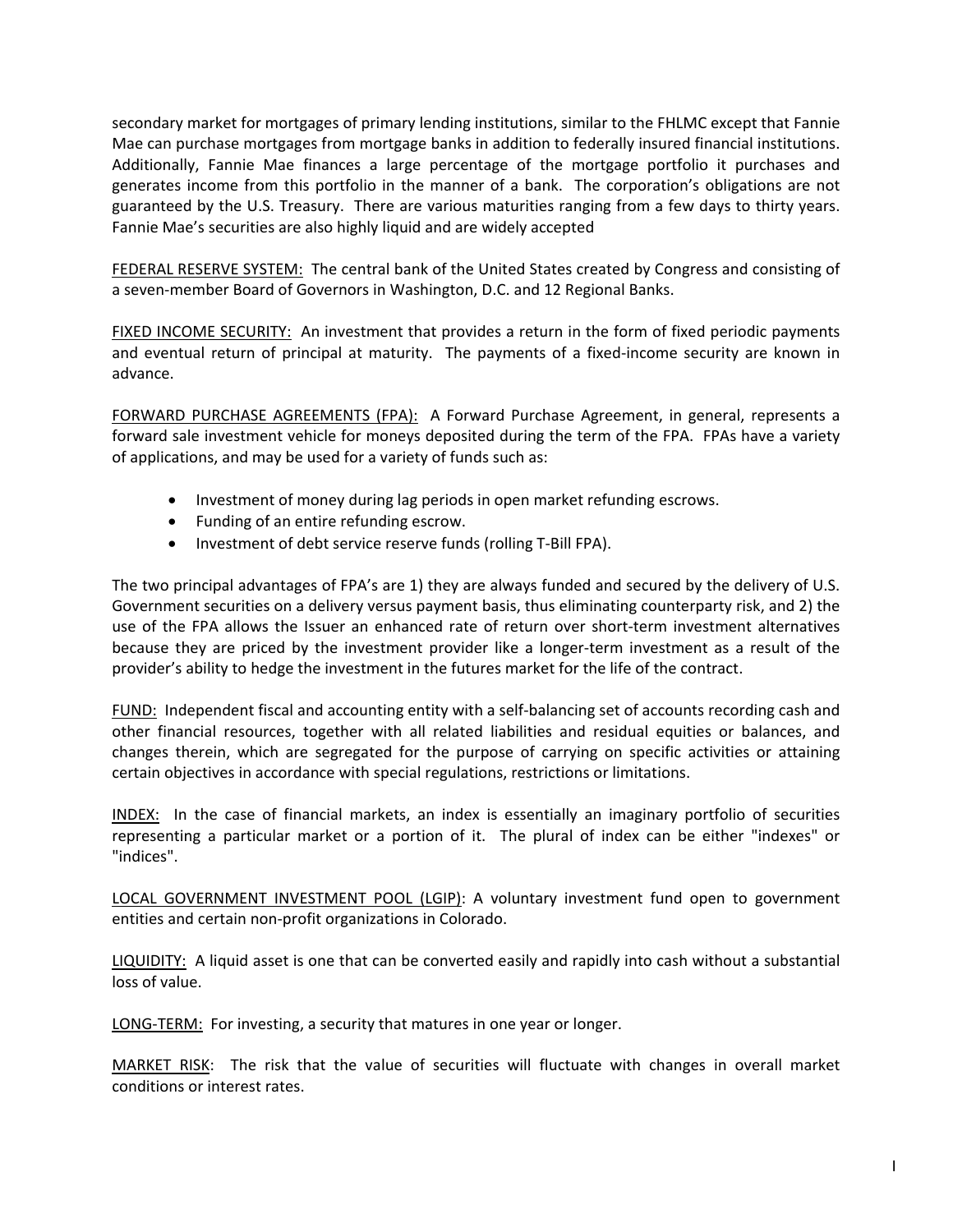secondary market for mortgages of primary lending institutions, similar to the FHLMC except that Fannie Mae can purchase mortgages from mortgage banks in addition to federally insured financial institutions. Additionally, Fannie Mae finances a large percentage of the mortgage portfolio it purchases and generates income from this portfolio in the manner of a bank. The corporation's obligations are not guaranteed by the U.S. Treasury. There are various maturities ranging from a few days to thirty years. Fannie Mae's securities are also highly liquid and are widely accepted

<u>FEDERAL RESERVE SYSTEM:</u> The central bank of the United States created by Congress and consisting of a seven-member Board of Governors in Washington, D.C. and 12 Regional Banks.

<u>FIXED INCOME SECURITY:</u> An investment that provides a return in the form of fixed periodic payments and eventual return of principal at maturity. The payments of a fixed-income security are known in advance.

<u>FORWARD PURCHASE AGREEMENTS (FPA):</u> A Forward Purchase Agreement, in general, represents a forward sale investment vehicle for moneys deposited during the term of the FPA. FPAs have a variety of applications, and may be used for a variety of funds such as:

- Investment of money during lag periods in open market refunding escrows.
- Funding of an entire refunding escrow.
- Investment of debt service reserve funds (rolling T-Bill FPA).

The two principal advantages of FPA's are 1) they are always funded and secured by the delivery of U.S. Government securities on a delivery versus payment basis, thus eliminating counterparty risk, and 2) the use of the FPA allows the Issuer an enhanced rate of return over short-term investment alternatives because they are priced by the investment provider like a longer-term investment as a result of the provider's ability to hedge the investment in the futures market for the life of the contract.

<u>FUND:</u> Independent fiscal and accounting entity with a self-balancing set of accounts recording cash and other financial resources, together with all related liabilities and residual equities or balances, and changes therein, which are segregated for the purpose of carrying on specific activities or attaining certain objectives in accordance with special regulations, restrictions or limitations.

<u>INDEX:</u> In the case of financial markets, an index is essentially an imaginary portfolio of securities representing a particular market or a portion of it. The plural of index can be either "indexes" or "indices".

<u>LOCAL GOVERNMENT INVESTMENT POOL (LGIP)</u>: A voluntary investment fund open to government entities and certain non-profit organizations in Colorado.

<u>LIQUIDITY:</u> A liquid asset is one that can be converted easily and rapidly into cash without a substantial loss of value.

<u>LONG-TERM:</u> For investing, a security that matures in one year or longer.

<u>MARKET RISK</u>: The risk that the value of securities will fluctuate with changes in overall market conditions or interest rates.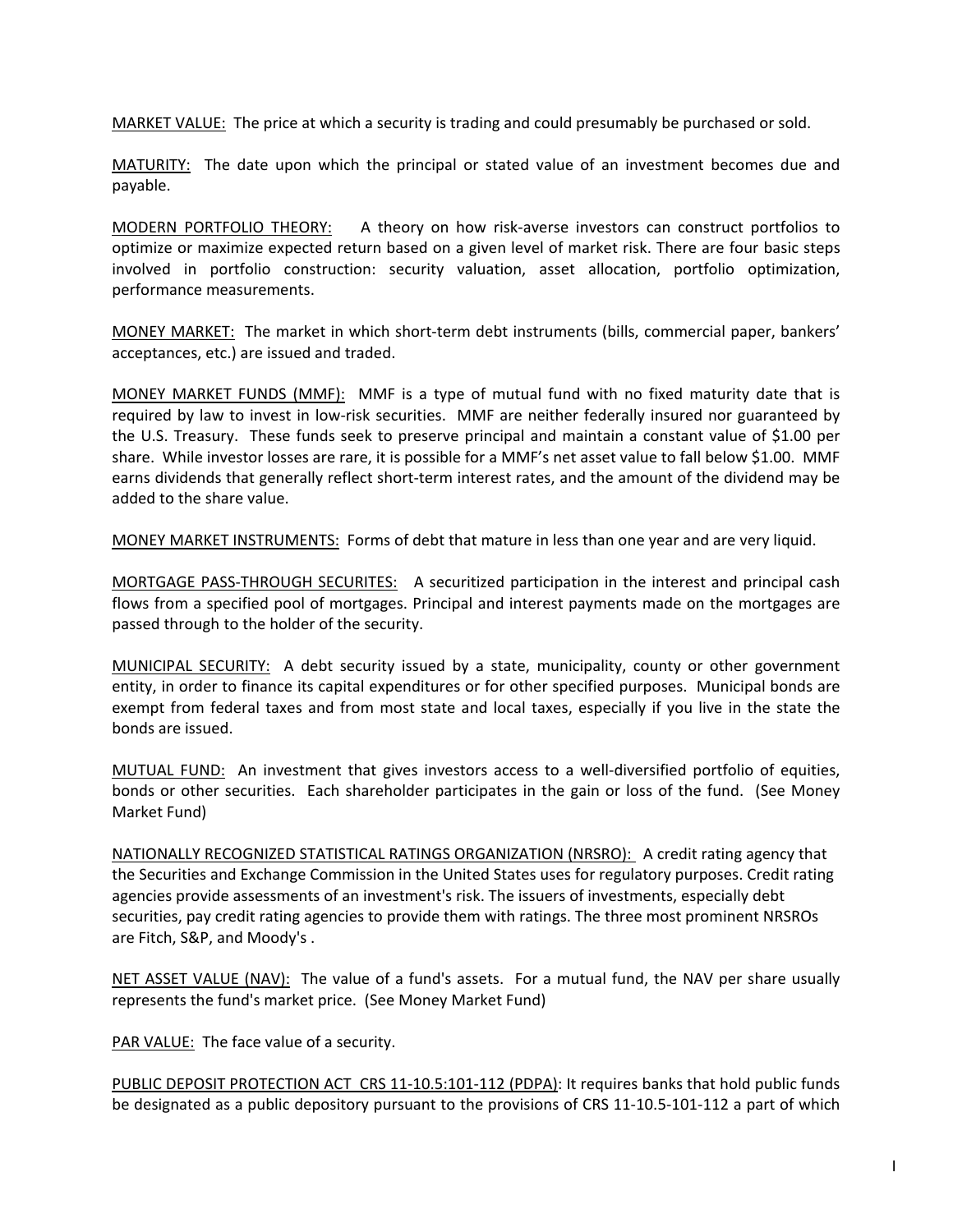<u>MARKET VALUE:</u> The price at which a security is trading and could presumably be purchased or sold.

<u>MATURITY:</u> The date upon which the principal or stated value of an investment becomes due and payable.

<u>MODERN PORTFOLIO THEORY:</u> A theory on how risk-averse investors can construct portfolios to optimize or maximize expected return based on a given level of market risk. There are four basic steps involved in portfolio construction: security valuation, asset allocation, portfolio optimization, performance measurements.

<u>MONEY MARKET:</u> The market in which short-term debt instruments (bills, commercial paper, bankers' acceptances, etc.) are issued and traded.

<u>MONEY MARKET FUNDS (MMF):</u> MMF is a type of mutual fund with no fixed maturity date that is required by law to invest in low-risk securities. MMF are neither federally insured nor guaranteed by the U.S. Treasury. These funds seek to preserve principal and maintain a constant value of $1.00 per share. While investor losses are rare, it is possible for a MMF's net asset value to fall below $1.00. MMF earns dividends that generally reflect short-term interest rates, and the amount of the dividend may be added to the share value.

<u>MONEY MARKET INSTRUMENTS:</u> Forms of debt that mature in less than one year and are very liquid.

<u>MORTGAGE PASS-THROUGH SECURITES:</u> A securitized participation in the interest and principal cash flows from a specified pool of mortgages. Principal and interest payments made on the mortgages are passed through to the holder of the security.

<u>MUNICIPAL SECURITY:</u> A debt security issued by a state, municipality, county or other government entity, in order to finance its capital expenditures or for other specified purposes. Municipal bonds are exempt from federal taxes and from most state and local taxes, especially if you live in the state the bonds are issued.

<u>MUTUAL FUND:</u> An investment that gives investors access to a well-diversified portfolio of equities, bonds or other securities. Each shareholder participates in the gain or loss of the fund. (See Money Market Fund)

<u>NATIONALLY RECOGNIZED STATISTICAL RATINGS ORGANIZATION (NRSRO):</u> A credit rating agency that the Securities and Exchange Commission in the United States uses for regulatory purposes. Credit rating agencies provide assessments of an investment's risk. The issuers of investments, especially debt securities, pay credit rating agencies to provide them with ratings. The three most prominent NRSROs are Fitch, S&P, and Moody's .

<u>NET ASSET VALUE (NAV):</u> The value of a fund's assets. For a mutual fund, the NAV per share usually represents the fund's market price. (See Money Market Fund)

<u>PAR VALUE:</u> The face value of a security.

<u>PUBLIC DEPOSIT PROTECTION ACT CRS 11-10.5:101-112 (PDPA)</u>: It requires banks that hold public funds be designated as a public depository pursuant to the provisions of CRS 11-10.5-101-112 a part of which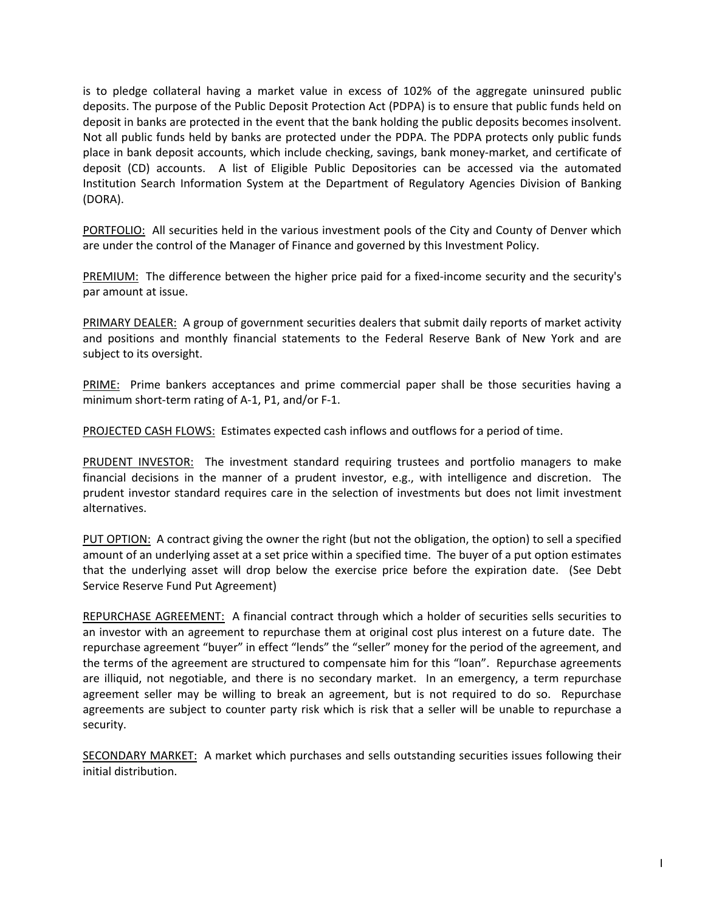is to pledge collateral having a market value in excess of 102% of the aggregate uninsured public deposits. The purpose of the Public Deposit Protection Act (PDPA) is to ensure that public funds held on deposit in banks are protected in the event that the bank holding the public deposits becomes insolvent. Not all public funds held by banks are protected under the PDPA. The PDPA protects only public funds place in bank deposit accounts, which include checking, savings, bank money-market, and certificate of deposit (CD) accounts. A list of Eligible Public Depositories can be accessed via the automated Institution Search Information System at the Department of Regulatory Agencies Division of Banking (DORA).

PORTFOLIO: All securities held in the various investment pools of the City and County of Denver which are under the control of the Manager of Finance and governed by this Investment Policy.

PREMIUM: The difference between the higher price paid for a fixed-income security and the security's par amount at issue.

PRIMARY DEALER: A group of government securities dealers that submit daily reports of market activity and positions and monthly financial statements to the Federal Reserve Bank of New York and are subject to its oversight.

PRIME: Prime bankers acceptances and prime commercial paper shall be those securities having a minimum short-term rating of A-1, P1, and/or F-1.

PROJECTED CASH FLOWS: Estimates expected cash inflows and outflows for a period of time.

PRUDENT INVESTOR: The investment standard requiring trustees and portfolio managers to make financial decisions in the manner of a prudent investor, e.g., with intelligence and discretion. The prudent investor standard requires care in the selection of investments but does not limit investment alternatives.

PUT OPTION: A contract giving the owner the right (but not the obligation, the option) to sell a specified amount of an underlying asset at a set price within a specified time. The buyer of a put option estimates that the underlying asset will drop below the exercise price before the expiration date. (See Debt Service Reserve Fund Put Agreement)

REPURCHASE AGREEMENT: A financial contract through which a holder of securities sells securities to an investor with an agreement to repurchase them at original cost plus interest on a future date. The repurchase agreement "buyer" in effect "lends" the "seller" money for the period of the agreement, and the terms of the agreement are structured to compensate him for this "loan". Repurchase agreements are illiquid, not negotiable, and there is no secondary market. In an emergency, a term repurchase agreement seller may be willing to break an agreement, but is not required to do so. Repurchase agreements are subject to counter party risk which is risk that a seller will be unable to repurchase a security.

SECONDARY MARKET: A market which purchases and sells outstanding securities issues following their initial distribution.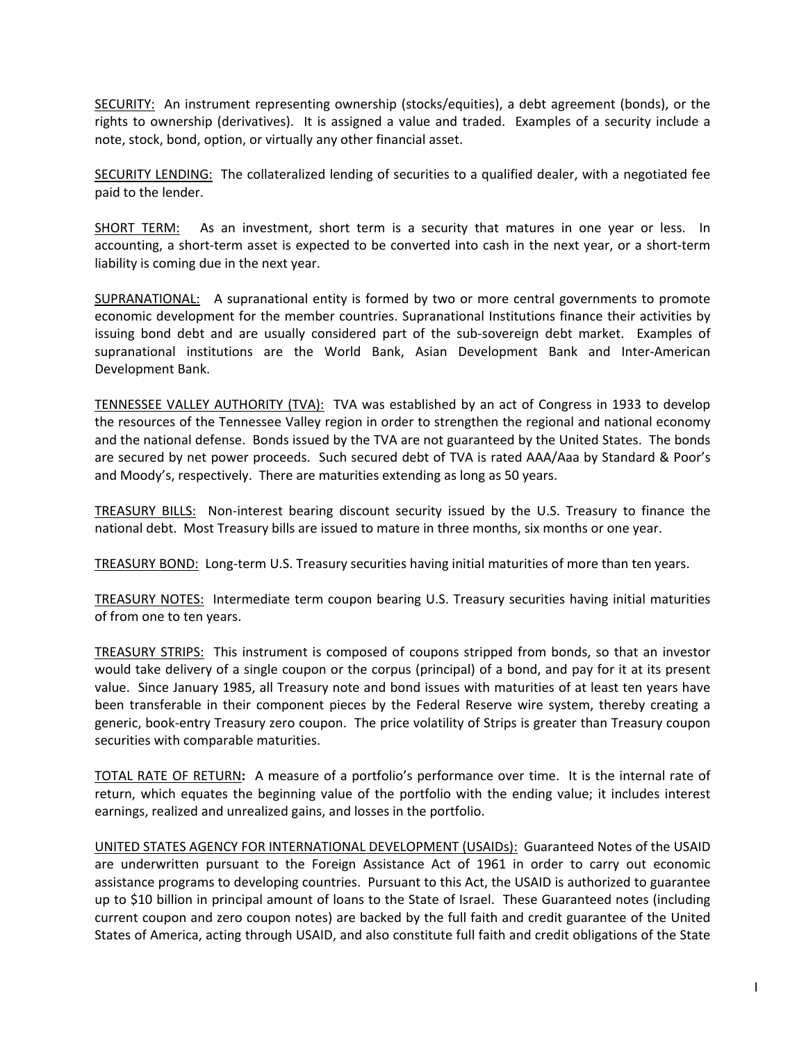<u>SECURITY:</u> An instrument representing ownership (stocks/equities), a debt agreement (bonds), or the rights to ownership (derivatives). It is assigned a value and traded. Examples of a security include a note, stock, bond, option, or virtually any other financial asset.

<u>SECURITY LENDING:</u> The collateralized lending of securities to a qualified dealer, with a negotiated fee paid to the lender.

<u>SHORT TERM:</u> As an investment, short term is a security that matures in one year or less. In accounting, a short-term asset is expected to be converted into cash in the next year, or a short-term liability is coming due in the next year.

<u>SUPRANATIONAL:</u> A supranational entity is formed by two or more central governments to promote economic development for the member countries. Supranational Institutions finance their activities by issuing bond debt and are usually considered part of the sub-sovereign debt market. Examples of supranational institutions are the World Bank, Asian Development Bank and Inter-American Development Bank.

<u>TENNESSEE VALLEY AUTHORITY (TVA):</u> TVA was established by an act of Congress in 1933 to develop the resources of the Tennessee Valley region in order to strengthen the regional and national economy and the national defense. Bonds issued by the TVA are not guaranteed by the United States. The bonds are secured by net power proceeds. Such secured debt of TVA is rated AAA/Aaa by Standard & Poor's and Moody's, respectively. There are maturities extending as long as 50 years.

<u>TREASURY BILLS:</u> Non-interest bearing discount security issued by the U.S. Treasury to finance the national debt. Most Treasury bills are issued to mature in three months, six months or one year.

<u>TREASURY BOND:</u> Long-term U.S. Treasury securities having initial maturities of more than ten years.

<u>TREASURY NOTES:</u> Intermediate term coupon bearing U.S. Treasury securities having initial maturities of from one to ten years.

<u>TREASURY STRIPS:</u> This instrument is composed of coupons stripped from bonds, so that an investor would take delivery of a single coupon or the corpus (principal) of a bond, and pay for it at its present value. Since January 1985, all Treasury note and bond issues with maturities of at least ten years have been transferable in their component pieces by the Federal Reserve wire system, thereby creating a generic, book-entry Treasury zero coupon. The price volatility of Strips is greater than Treasury coupon securities with comparable maturities.

<u>TOTAL RATE OF RETURN</u>**:** A measure of a portfolio's performance over time. It is the internal rate of return, which equates the beginning value of the portfolio with the ending value; it includes interest earnings, realized and unrealized gains, and losses in the portfolio.

<u>UNITED STATES AGENCY FOR INTERNATIONAL DEVELOPMENT (USAIDs):</u> Guaranteed Notes of the USAID are underwritten pursuant to the Foreign Assistance Act of 1961 in order to carry out economic assistance programs to developing countries. Pursuant to this Act, the USAID is authorized to guarantee up to $10 billion in principal amount of loans to the State of Israel. These Guaranteed notes (including current coupon and zero coupon notes) are backed by the full faith and credit guarantee of the United States of America, acting through USAID, and also constitute full faith and credit obligations of the State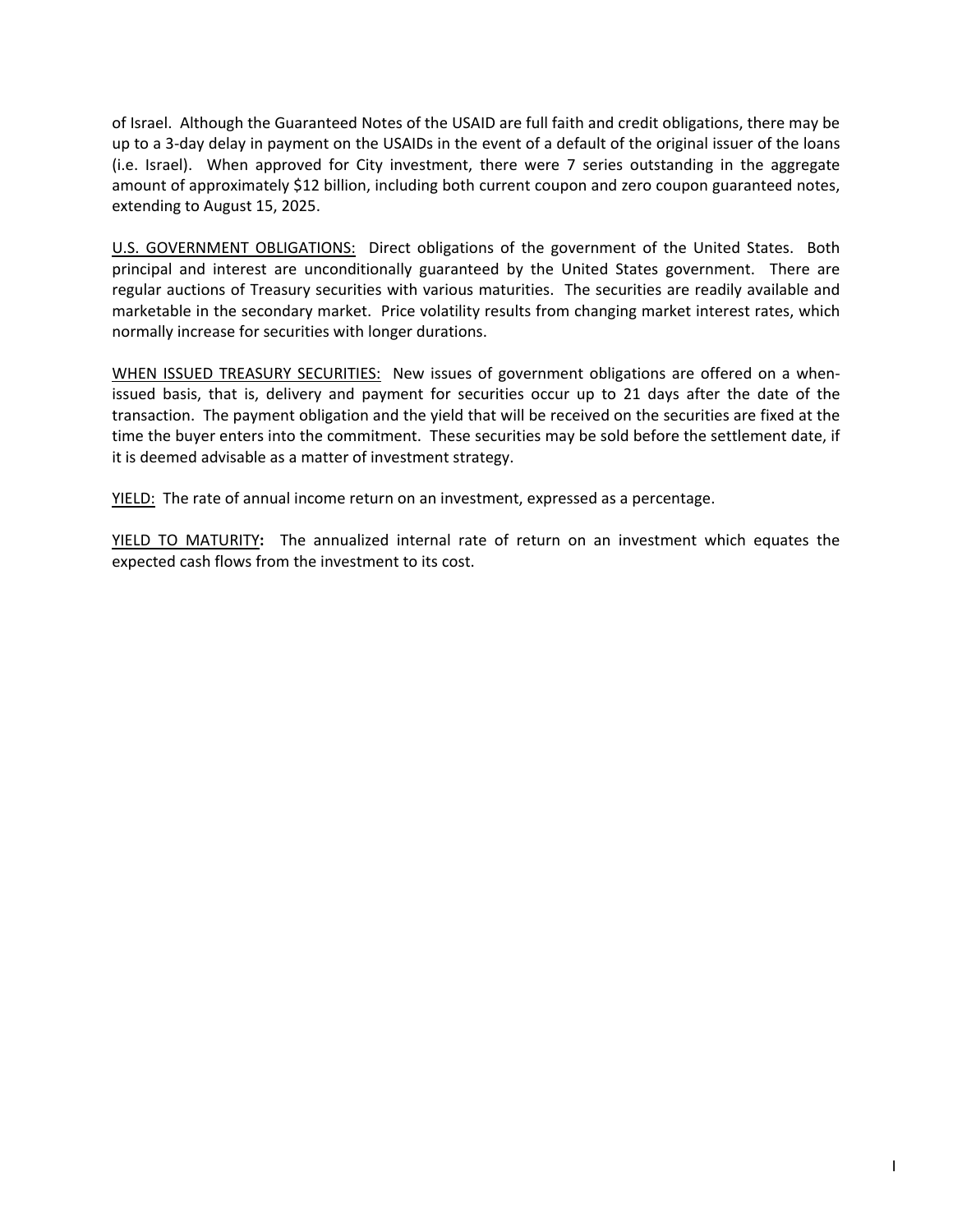of Israel. Although the Guaranteed Notes of the USAID are full faith and credit obligations, there may be up to a 3-day delay in payment on the USAIDs in the event of a default of the original issuer of the loans (i.e. Israel). When approved for City investment, there were 7 series outstanding in the aggregate amount of approximately $12 billion, including both current coupon and zero coupon guaranteed notes, extending to August 15, 2025.

<u>U.S. GOVERNMENT OBLIGATIONS:</u> Direct obligations of the government of the United States. Both principal and interest are unconditionally guaranteed by the United States government. There are regular auctions of Treasury securities with various maturities. The securities are readily available and marketable in the secondary market. Price volatility results from changing market interest rates, which normally increase for securities with longer durations.

<u>WHEN ISSUED TREASURY SECURITIES:</u> New issues of government obligations are offered on a when-issued basis, that is, delivery and payment for securities occur up to 21 days after the date of the transaction. The payment obligation and the yield that will be received on the securities are fixed at the time the buyer enters into the commitment. These securities may be sold before the settlement date, if it is deemed advisable as a matter of investment strategy.

<u>YIELD:</u> The rate of annual income return on an investment, expressed as a percentage.

<u>YIELD TO MATURITY</u>**:** The annualized internal rate of return on an investment which equates the expected cash flows from the investment to its cost.